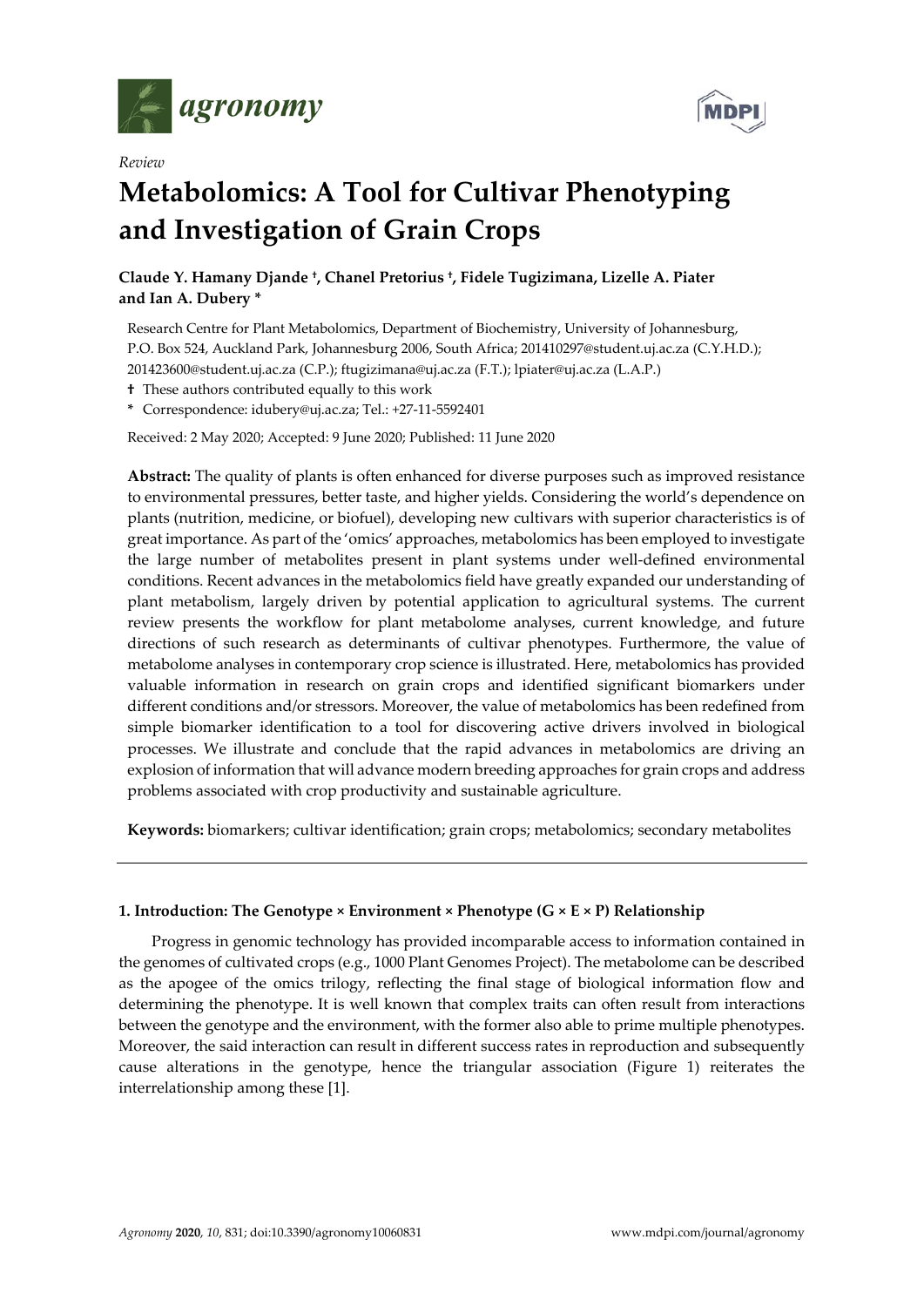*agronomy*

*Review*

# Metabolomics: A Tool for Cultivar Phenotyping and Investigation of Grain Crops

**Claude Y. Hamany Djande †, Chanel Pretorius †, Fidele Tugizimana, Lizelle A. Piater and Ian A. Dubery \***

Research Centre for Plant Metabolomics, Department of Biochemistry, University of Johannesburg, P.O. Box 524, Auckland Park, Johannesburg 2006, South Africa; 201410297@student.uj.ac.za (C.Y.H.D.); 201423600@student.uj.ac.za (C.P.); ftugizimana@uj.ac.za (F.T.); lpiater@uj.ac.za (L.A.P.)

† These authors contributed equally to this work

\* Correspondence: idubery@uj.ac.za; Tel.: +27-11-5592401

Received: 2 May 2020; Accepted: 9 June 2020; Published: 11 June 2020

**Abstract:** The quality of plants is often enhanced for diverse purposes such as improved resistance to environmental pressures, better taste, and higher yields. Considering the world's dependence on plants (nutrition, medicine, or biofuel), developing new cultivars with superior characteristics is of great importance. As part of the 'omics' approaches, metabolomics has been employed to investigate the large number of metabolites present in plant systems under well-defined environmental conditions. Recent advances in the metabolomics field have greatly expanded our understanding of plant metabolism, largely driven by potential application to agricultural systems. The current review presents the workflow for plant metabolome analyses, current knowledge, and future directions of such research as determinants of cultivar phenotypes. Furthermore, the value of metabolome analyses in contemporary crop science is illustrated. Here, metabolomics has provided valuable information in research on grain crops and identified significant biomarkers under different conditions and/or stressors. Moreover, the value of metabolomics has been redefined from simple biomarker identification to a tool for discovering active drivers involved in biological processes. We illustrate and conclude that the rapid advances in metabolomics are driving an explosion of information that will advance modern breeding approaches for grain crops and address problems associated with crop productivity and sustainable agriculture.

**Keywords:** biomarkers; cultivar identification; grain crops; metabolomics; secondary metabolites

## 1. Introduction: The Genotype × Environment × Phenotype (G × E × P) Relationship

Progress in genomic technology has provided incomparable access to information contained in the genomes of cultivated crops (e.g., 1000 Plant Genomes Project). The metabolome can be described as the apogee of the omics trilogy, reflecting the final stage of biological information flow and determining the phenotype. It is well known that complex traits can often result from interactions between the genotype and the environment, with the former also able to prime multiple phenotypes. Moreover, the said interaction can result in different success rates in reproduction and subsequently cause alterations in the genotype, hence the triangular association (Figure 1) reiterates the interrelationship among these [1].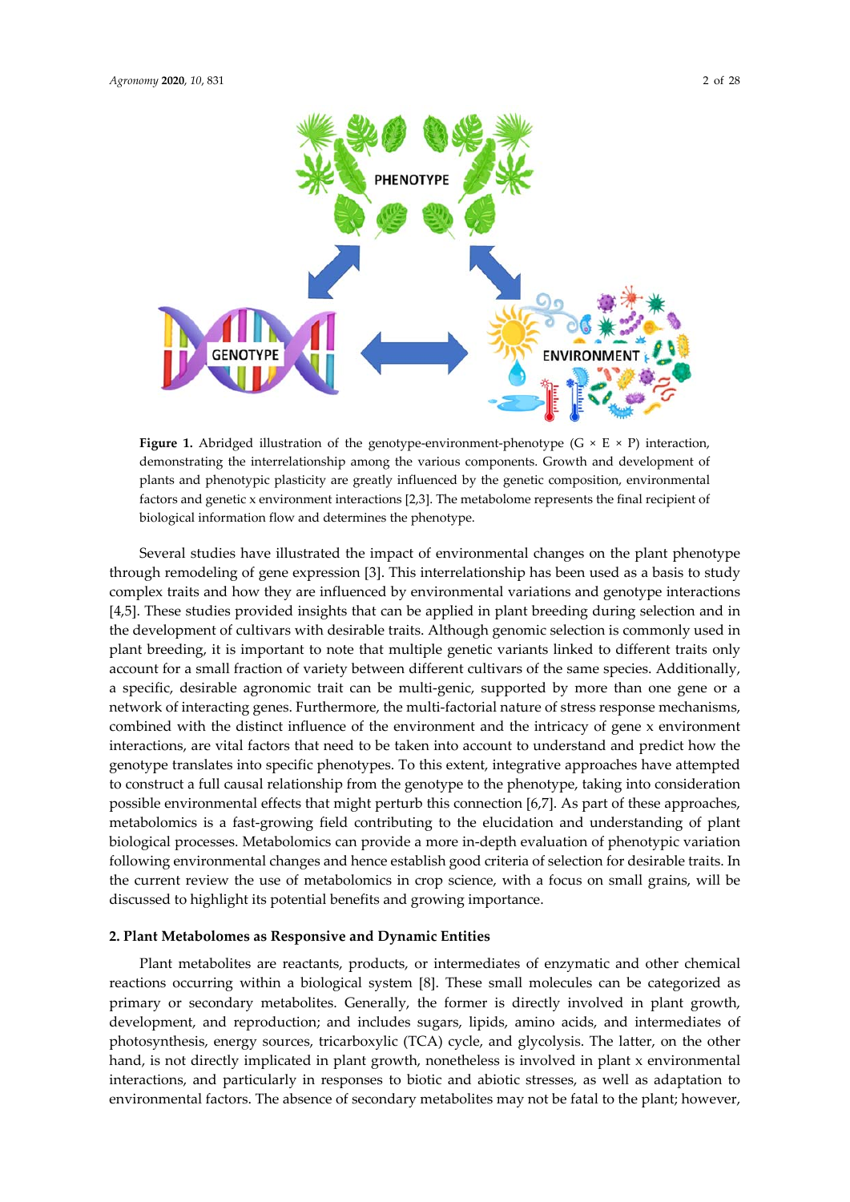**Figure 1.** Abridged illustration of the genotype-environment-phenotype (G × E × P) interaction, demonstrating the interrelationship among the various components. Growth and development of plants and phenotypic plasticity are greatly influenced by the genetic composition, environmental factors and genetic x environment interactions [2,3]. The metabolome represents the final recipient of biological information flow and determines the phenotype.

Several studies have illustrated the impact of environmental changes on the plant phenotype through remodeling of gene expression [3]. This interrelationship has been used as a basis to study complex traits and how they are influenced by environmental variations and genotype interactions [4,5]. These studies provided insights that can be applied in plant breeding during selection and in the development of cultivars with desirable traits. Although genomic selection is commonly used in plant breeding, it is important to note that multiple genetic variants linked to different traits only account for a small fraction of variety between different cultivars of the same species. Additionally, a specific, desirable agronomic trait can be multi-genic, supported by more than one gene or a network of interacting genes. Furthermore, the multi-factorial nature of stress response mechanisms, combined with the distinct influence of the environment and the intricacy of gene x environment interactions, are vital factors that need to be taken into account to understand and predict how the genotype translates into specific phenotypes. To this extent, integrative approaches have attempted to construct a full causal relationship from the genotype to the phenotype, taking into consideration possible environmental effects that might perturb this connection [6,7]. As part of these approaches, metabolomics is a fast-growing field contributing to the elucidation and understanding of plant biological processes. Metabolomics can provide a more in-depth evaluation of phenotypic variation following environmental changes and hence establish good criteria of selection for desirable traits. In the current review the use of metabolomics in crop science, with a focus on small grains, will be discussed to highlight its potential benefits and growing importance.

## 2. Plant Metabolomes as Responsive and Dynamic Entities

Plant metabolites are reactants, products, or intermediates of enzymatic and other chemical reactions occurring within a biological system [8]. These small molecules can be categorized as primary or secondary metabolites. Generally, the former is directly involved in plant growth, development, and reproduction; and includes sugars, lipids, amino acids, and intermediates of photosynthesis, energy sources, tricarboxylic (TCA) cycle, and glycolysis. The latter, on the other hand, is not directly implicated in plant growth, nonetheless is involved in plant x environmental interactions, and particularly in responses to biotic and abiotic stresses, as well as adaptation to environmental factors. The absence of secondary metabolites may not be fatal to the plant; however,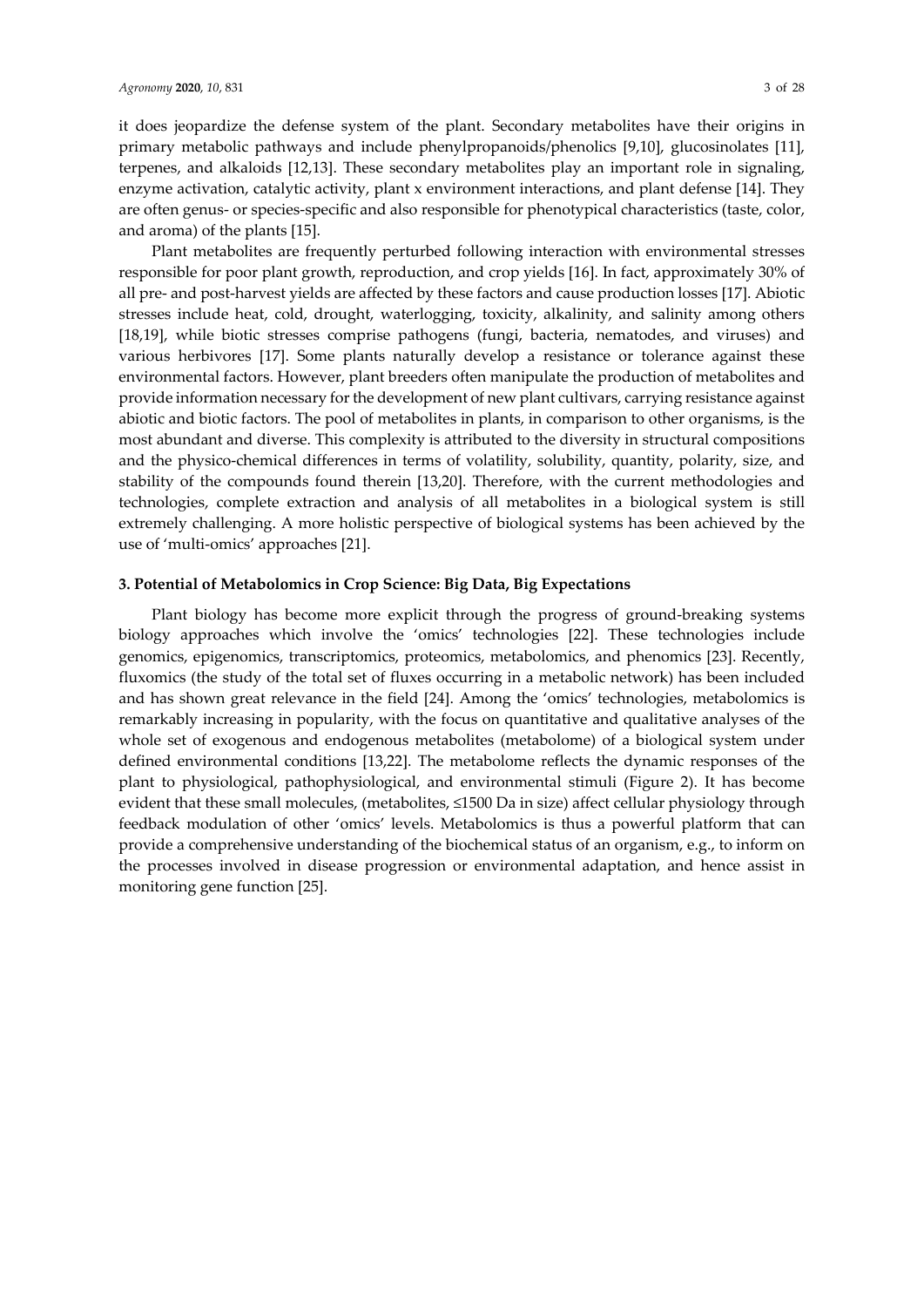it does jeopardize the defense system of the plant. Secondary metabolites have their origins in primary metabolic pathways and include phenylpropanoids/phenolics [9,10], glucosinolates [11], terpenes, and alkaloids [12,13]. These secondary metabolites play an important role in signaling, enzyme activation, catalytic activity, plant x environment interactions, and plant defense [14]. They are often genus- or species-specific and also responsible for phenotypical characteristics (taste, color, and aroma) of the plants [15].

Plant metabolites are frequently perturbed following interaction with environmental stresses responsible for poor plant growth, reproduction, and crop yields [16]. In fact, approximately 30% of all pre- and post-harvest yields are affected by these factors and cause production losses [17]. Abiotic stresses include heat, cold, drought, waterlogging, toxicity, alkalinity, and salinity among others [18,19], while biotic stresses comprise pathogens (fungi, bacteria, nematodes, and viruses) and various herbivores [17]. Some plants naturally develop a resistance or tolerance against these environmental factors. However, plant breeders often manipulate the production of metabolites and provide information necessary for the development of new plant cultivars, carrying resistance against abiotic and biotic factors. The pool of metabolites in plants, in comparison to other organisms, is the most abundant and diverse. This complexity is attributed to the diversity in structural compositions and the physico-chemical differences in terms of volatility, solubility, quantity, polarity, size, and stability of the compounds found therein [13,20]. Therefore, with the current methodologies and technologies, complete extraction and analysis of all metabolites in a biological system is still extremely challenging. A more holistic perspective of biological systems has been achieved by the use of 'multi-omics' approaches [21].

## 3. Potential of Metabolomics in Crop Science: Big Data, Big Expectations

Plant biology has become more explicit through the progress of ground-breaking systems biology approaches which involve the 'omics' technologies [22]. These technologies include genomics, epigenomics, transcriptomics, proteomics, metabolomics, and phenomics [23]. Recently, fluxomics (the study of the total set of fluxes occurring in a metabolic network) has been included and has shown great relevance in the field [24]. Among the 'omics' technologies, metabolomics is remarkably increasing in popularity, with the focus on quantitative and qualitative analyses of the whole set of exogenous and endogenous metabolites (metabolome) of a biological system under defined environmental conditions [13,22]. The metabolome reflects the dynamic responses of the plant to physiological, pathophysiological, and environmental stimuli (Figure 2). It has become evident that these small molecules, (metabolites, ≤1500 Da in size) affect cellular physiology through feedback modulation of other 'omics' levels. Metabolomics is thus a powerful platform that can provide a comprehensive understanding of the biochemical status of an organism, e.g., to inform on the processes involved in disease progression or environmental adaptation, and hence assist in monitoring gene function [25].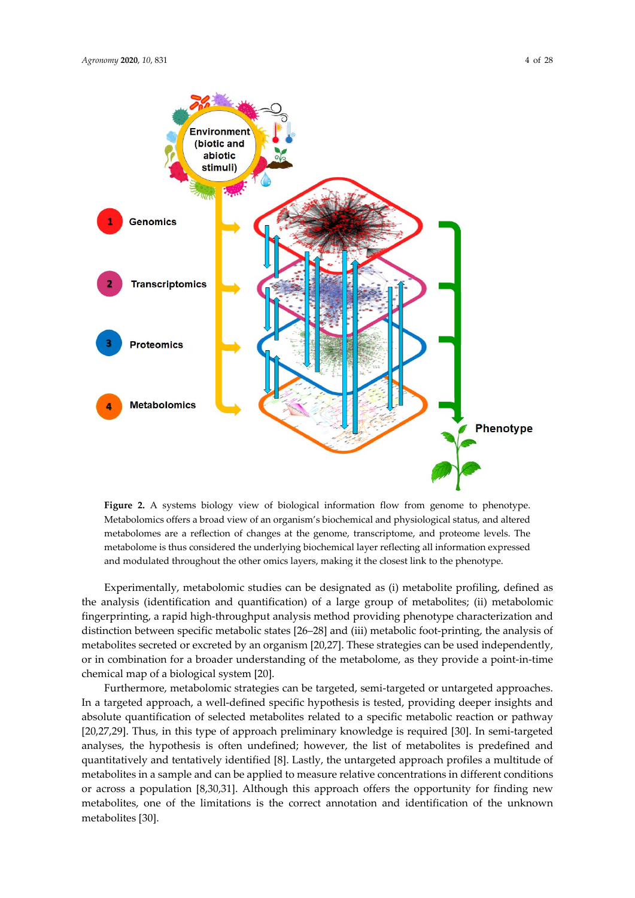**Figure 2.** A systems biology view of biological information flow from genome to phenotype. Metabolomics offers a broad view of an organism's biochemical and physiological status, and altered metabolomes are a reflection of changes at the genome, transcriptome, and proteome levels. The metabolome is thus considered the underlying biochemical layer reflecting all information expressed and modulated throughout the other omics layers, making it the closest link to the phenotype.

Experimentally, metabolomic studies can be designated as (i) metabolite profiling, defined as the analysis (identification and quantification) of a large group of metabolites; (ii) metabolomic fingerprinting, a rapid high-throughput analysis method providing phenotype characterization and distinction between specific metabolic states [26–28] and (iii) metabolic foot-printing, the analysis of metabolites secreted or excreted by an organism [20,27]. These strategies can be used independently, or in combination for a broader understanding of the metabolome, as they provide a point-in-time chemical map of a biological system [20].

Furthermore, metabolomic strategies can be targeted, semi-targeted or untargeted approaches. In a targeted approach, a well-defined specific hypothesis is tested, providing deeper insights and absolute quantification of selected metabolites related to a specific metabolic reaction or pathway [20,27,29]. Thus, in this type of approach preliminary knowledge is required [30]. In semi-targeted analyses, the hypothesis is often undefined; however, the list of metabolites is predefined and quantitatively and tentatively identified [8]. Lastly, the untargeted approach profiles a multitude of metabolites in a sample and can be applied to measure relative concentrations in different conditions or across a population [8,30,31]. Although this approach offers the opportunity for finding new metabolites, one of the limitations is the correct annotation and identification of the unknown metabolites [30].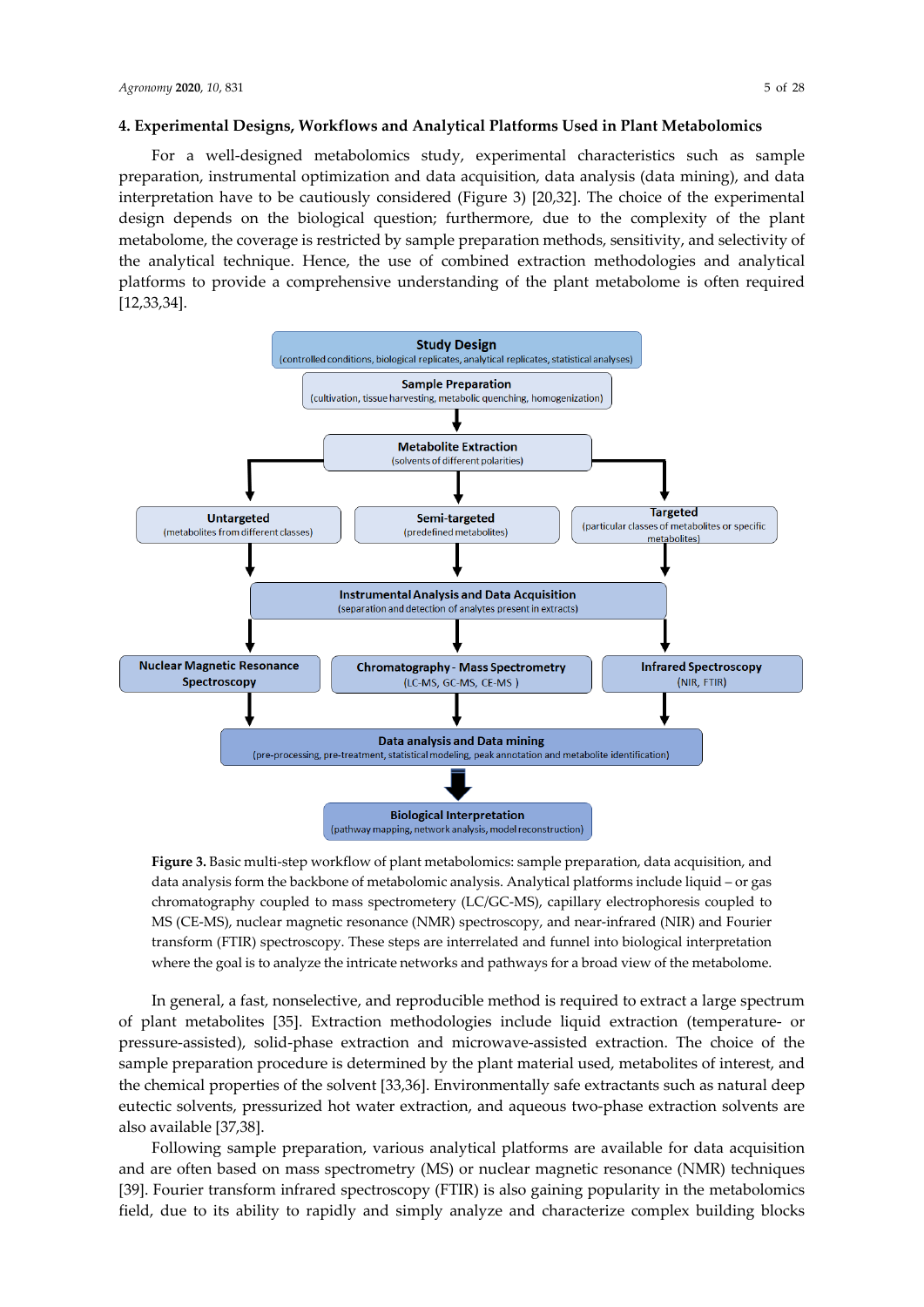## 4. Experimental Designs, Workflows and Analytical Platforms Used in Plant Metabolomics

For a well-designed metabolomics study, experimental characteristics such as sample preparation, instrumental optimization and data acquisition, data analysis (data mining), and data interpretation have to be cautiously considered (Figure 3) [20,32]. The choice of the experimental design depends on the biological question; furthermore, due to the complexity of the plant metabolome, the coverage is restricted by sample preparation methods, sensitivity, and selectivity of the analytical technique. Hence, the use of combined extraction methodologies and analytical platforms to provide a comprehensive understanding of the plant metabolome is often required [12,33,34].

**Figure 3.** Basic multi-step workflow of plant metabolomics: sample preparation, data acquisition, and data analysis form the backbone of metabolomic analysis. Analytical platforms include liquid – or gas chromatography coupled to mass spectrometery (LC/GC-MS), capillary electrophoresis coupled to MS (CE-MS), nuclear magnetic resonance (NMR) spectroscopy, and near-infrared (NIR) and Fourier transform (FTIR) spectroscopy. These steps are interrelated and funnel into biological interpretation where the goal is to analyze the intricate networks and pathways for a broad view of the metabolome.

In general, a fast, nonselective, and reproducible method is required to extract a large spectrum of plant metabolites [35]. Extraction methodologies include liquid extraction (temperature- or pressure-assisted), solid-phase extraction and microwave-assisted extraction. The choice of the sample preparation procedure is determined by the plant material used, metabolites of interest, and the chemical properties of the solvent [33,36]. Environmentally safe extractants such as natural deep eutectic solvents, pressurized hot water extraction, and aqueous two-phase extraction solvents are also available [37,38].

Following sample preparation, various analytical platforms are available for data acquisition and are often based on mass spectrometry (MS) or nuclear magnetic resonance (NMR) techniques [39]. Fourier transform infrared spectroscopy (FTIR) is also gaining popularity in the metabolomics field, due to its ability to rapidly and simply analyze and characterize complex building blocks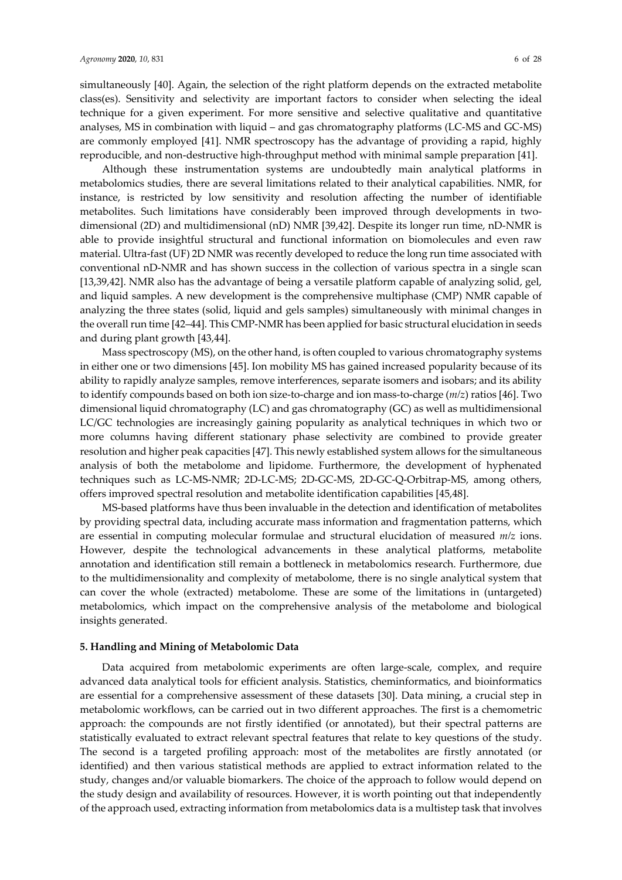simultaneously [40]. Again, the selection of the right platform depends on the extracted metabolite class(es). Sensitivity and selectivity are important factors to consider when selecting the ideal technique for a given experiment. For more sensitive and selective qualitative and quantitative analyses, MS in combination with liquid – and gas chromatography platforms (LC-MS and GC-MS) are commonly employed [41]. NMR spectroscopy has the advantage of providing a rapid, highly reproducible, and non-destructive high-throughput method with minimal sample preparation [41].

Although these instrumentation systems are undoubtedly main analytical platforms in metabolomics studies, there are several limitations related to their analytical capabilities. NMR, for instance, is restricted by low sensitivity and resolution affecting the number of identifiable metabolites. Such limitations have considerably been improved through developments in two-dimensional (2D) and multidimensional (nD) NMR [39,42]. Despite its longer run time, nD-NMR is able to provide insightful structural and functional information on biomolecules and even raw material. Ultra-fast (UF) 2D NMR was recently developed to reduce the long run time associated with conventional nD-NMR and has shown success in the collection of various spectra in a single scan [13,39,42]. NMR also has the advantage of being a versatile platform capable of analyzing solid, gel, and liquid samples. A new development is the comprehensive multiphase (CMP) NMR capable of analyzing the three states (solid, liquid and gels samples) simultaneously with minimal changes in the overall run time [42–44]. This CMP-NMR has been applied for basic structural elucidation in seeds and during plant growth [43,44].

Mass spectroscopy (MS), on the other hand, is often coupled to various chromatography systems in either one or two dimensions [45]. Ion mobility MS has gained increased popularity because of its ability to rapidly analyze samples, remove interferences, separate isomers and isobars; and its ability to identify compounds based on both ion size-to-charge and ion mass-to-charge ($m/z$) ratios [46]. Two dimensional liquid chromatography (LC) and gas chromatography (GC) as well as multidimensional LC/GC technologies are increasingly gaining popularity as analytical techniques in which two or more columns having different stationary phase selectivity are combined to provide greater resolution and higher peak capacities [47]. This newly established system allows for the simultaneous analysis of both the metabolome and lipidome. Furthermore, the development of hyphenated techniques such as LC-MS-NMR; 2D-LC-MS; 2D-GC-MS, 2D-GC-Q-Orbitrap-MS, among others, offers improved spectral resolution and metabolite identification capabilities [45,48].

MS-based platforms have thus been invaluable in the detection and identification of metabolites by providing spectral data, including accurate mass information and fragmentation patterns, which are essential in computing molecular formulae and structural elucidation of measured $m/z$ ions. However, despite the technological advancements in these analytical platforms, metabolite annotation and identification still remain a bottleneck in metabolomics research. Furthermore, due to the multidimensionality and complexity of metabolome, there is no single analytical system that can cover the whole (extracted) metabolome. These are some of the limitations in (untargeted) metabolomics, which impact on the comprehensive analysis of the metabolome and biological insights generated.

## 5. Handling and Mining of Metabolomic Data

Data acquired from metabolomic experiments are often large-scale, complex, and require advanced data analytical tools for efficient analysis. Statistics, cheminformatics, and bioinformatics are essential for a comprehensive assessment of these datasets [30]. Data mining, a crucial step in metabolomic workflows, can be carried out in two different approaches. The first is a chemometric approach: the compounds are not firstly identified (or annotated), but their spectral patterns are statistically evaluated to extract relevant spectral features that relate to key questions of the study. The second is a targeted profiling approach: most of the metabolites are firstly annotated (or identified) and then various statistical methods are applied to extract information related to the study, changes and/or valuable biomarkers. The choice of the approach to follow would depend on the study design and availability of resources. However, it is worth pointing out that independently of the approach used, extracting information from metabolomics data is a multistep task that involves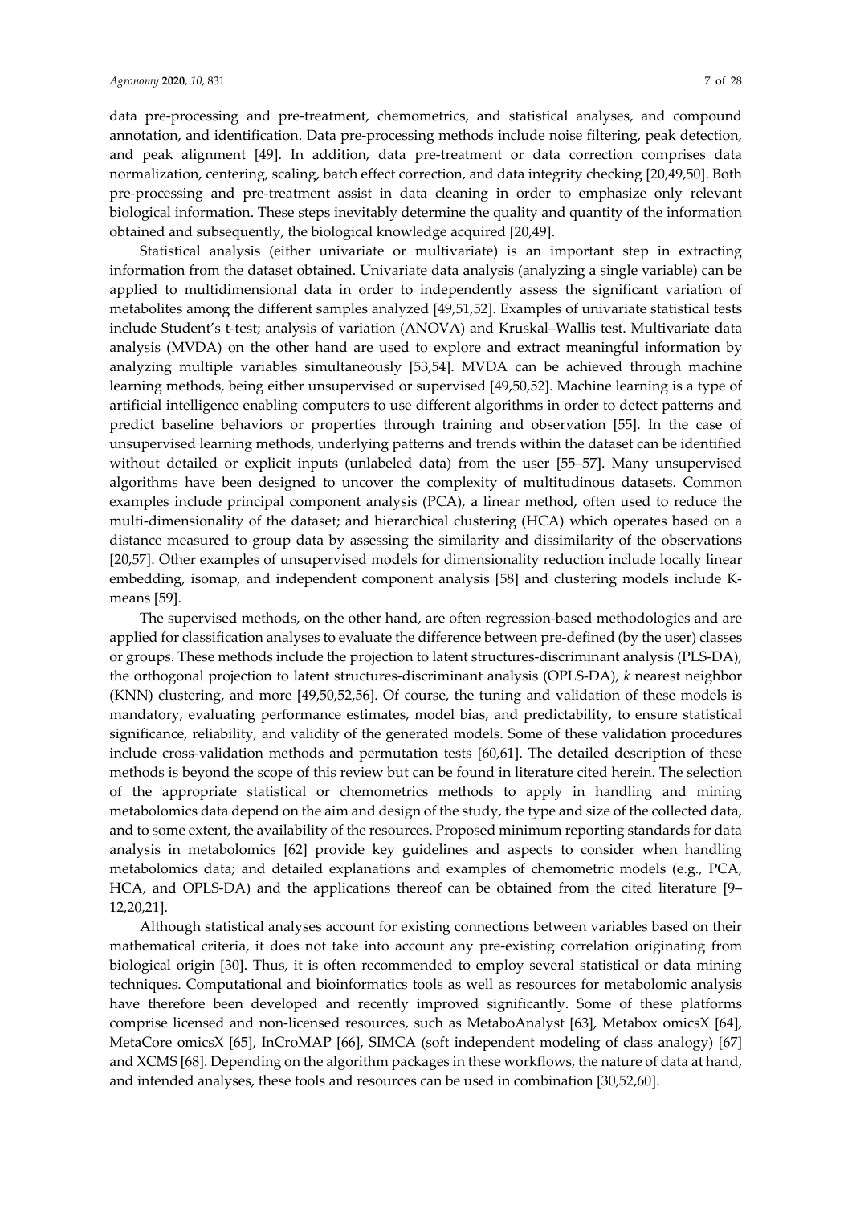data pre-processing and pre-treatment, chemometrics, and statistical analyses, and compound annotation, and identification. Data pre-processing methods include noise filtering, peak detection, and peak alignment [49]. In addition, data pre-treatment or data correction comprises data normalization, centering, scaling, batch effect correction, and data integrity checking [20,49,50]. Both pre-processing and pre-treatment assist in data cleaning in order to emphasize only relevant biological information. These steps inevitably determine the quality and quantity of the information obtained and subsequently, the biological knowledge acquired [20,49].

Statistical analysis (either univariate or multivariate) is an important step in extracting information from the dataset obtained. Univariate data analysis (analyzing a single variable) can be applied to multidimensional data in order to independently assess the significant variation of metabolites among the different samples analyzed [49,51,52]. Examples of univariate statistical tests include Student's t-test; analysis of variation (ANOVA) and Kruskal–Wallis test. Multivariate data analysis (MVDA) on the other hand are used to explore and extract meaningful information by analyzing multiple variables simultaneously [53,54]. MVDA can be achieved through machine learning methods, being either unsupervised or supervised [49,50,52]. Machine learning is a type of artificial intelligence enabling computers to use different algorithms in order to detect patterns and predict baseline behaviors or properties through training and observation [55]. In the case of unsupervised learning methods, underlying patterns and trends within the dataset can be identified without detailed or explicit inputs (unlabeled data) from the user [55–57]. Many unsupervised algorithms have been designed to uncover the complexity of multitudinous datasets. Common examples include principal component analysis (PCA), a linear method, often used to reduce the multi-dimensionality of the dataset; and hierarchical clustering (HCA) which operates based on a distance measured to group data by assessing the similarity and dissimilarity of the observations [20,57]. Other examples of unsupervised models for dimensionality reduction include locally linear embedding, isomap, and independent component analysis [58] and clustering models include K-means [59].

The supervised methods, on the other hand, are often regression-based methodologies and are applied for classification analyses to evaluate the difference between pre-defined (by the user) classes or groups. These methods include the projection to latent structures-discriminant analysis (PLS-DA), the orthogonal projection to latent structures-discriminant analysis (OPLS-DA), *k* nearest neighbor (KNN) clustering, and more [49,50,52,56]. Of course, the tuning and validation of these models is mandatory, evaluating performance estimates, model bias, and predictability, to ensure statistical significance, reliability, and validity of the generated models. Some of these validation procedures include cross-validation methods and permutation tests [60,61]. The detailed description of these methods is beyond the scope of this review but can be found in literature cited herein. The selection of the appropriate statistical or chemometrics methods to apply in handling and mining metabolomics data depend on the aim and design of the study, the type and size of the collected data, and to some extent, the availability of the resources. Proposed minimum reporting standards for data analysis in metabolomics [62] provide key guidelines and aspects to consider when handling metabolomics data; and detailed explanations and examples of chemometric models (e.g., PCA, HCA, and OPLS-DA) and the applications thereof can be obtained from the cited literature [9–12,20,21].

Although statistical analyses account for existing connections between variables based on their mathematical criteria, it does not take into account any pre-existing correlation originating from biological origin [30]. Thus, it is often recommended to employ several statistical or data mining techniques. Computational and bioinformatics tools as well as resources for metabolomic analysis have therefore been developed and recently improved significantly. Some of these platforms comprise licensed and non-licensed resources, such as MetaboAnalyst [63], Metabox omicsX [64], MetaCore omicsX [65], InCroMAP [66], SIMCA (soft independent modeling of class analogy) [67] and XCMS [68]. Depending on the algorithm packages in these workflows, the nature of data at hand, and intended analyses, these tools and resources can be used in combination [30,52,60].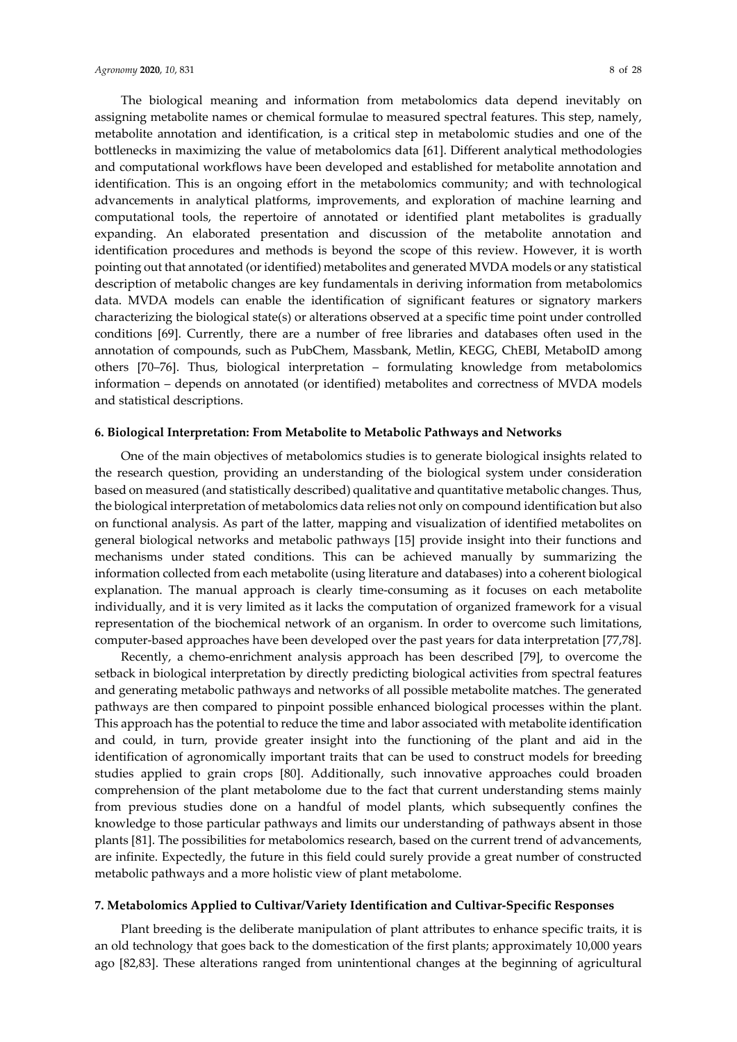The biological meaning and information from metabolomics data depend inevitably on assigning metabolite names or chemical formulae to measured spectral features. This step, namely, metabolite annotation and identification, is a critical step in metabolomic studies and one of the bottlenecks in maximizing the value of metabolomics data [61]. Different analytical methodologies and computational workflows have been developed and established for metabolite annotation and identification. This is an ongoing effort in the metabolomics community; and with technological advancements in analytical platforms, improvements, and exploration of machine learning and computational tools, the repertoire of annotated or identified plant metabolites is gradually expanding. An elaborated presentation and discussion of the metabolite annotation and identification procedures and methods is beyond the scope of this review. However, it is worth pointing out that annotated (or identified) metabolites and generated MVDA models or any statistical description of metabolic changes are key fundamentals in deriving information from metabolomics data. MVDA models can enable the identification of significant features or signatory markers characterizing the biological state(s) or alterations observed at a specific time point under controlled conditions [69]. Currently, there are a number of free libraries and databases often used in the annotation of compounds, such as PubChem, Massbank, Metlin, KEGG, ChEBI, MetaboID among others [70–76]. Thus, biological interpretation – formulating knowledge from metabolomics information – depends on annotated (or identified) metabolites and correctness of MVDA models and statistical descriptions.

## 6. Biological Interpretation: From Metabolite to Metabolic Pathways and Networks

One of the main objectives of metabolomics studies is to generate biological insights related to the research question, providing an understanding of the biological system under consideration based on measured (and statistically described) qualitative and quantitative metabolic changes. Thus, the biological interpretation of metabolomics data relies not only on compound identification but also on functional analysis. As part of the latter, mapping and visualization of identified metabolites on general biological networks and metabolic pathways [15] provide insight into their functions and mechanisms under stated conditions. This can be achieved manually by summarizing the information collected from each metabolite (using literature and databases) into a coherent biological explanation. The manual approach is clearly time-consuming as it focuses on each metabolite individually, and it is very limited as it lacks the computation of organized framework for a visual representation of the biochemical network of an organism. In order to overcome such limitations, computer-based approaches have been developed over the past years for data interpretation [77,78].

Recently, a chemo-enrichment analysis approach has been described [79], to overcome the setback in biological interpretation by directly predicting biological activities from spectral features and generating metabolic pathways and networks of all possible metabolite matches. The generated pathways are then compared to pinpoint possible enhanced biological processes within the plant. This approach has the potential to reduce the time and labor associated with metabolite identification and could, in turn, provide greater insight into the functioning of the plant and aid in the identification of agronomically important traits that can be used to construct models for breeding studies applied to grain crops [80]. Additionally, such innovative approaches could broaden comprehension of the plant metabolome due to the fact that current understanding stems mainly from previous studies done on a handful of model plants, which subsequently confines the knowledge to those particular pathways and limits our understanding of pathways absent in those plants [81]. The possibilities for metabolomics research, based on the current trend of advancements, are infinite. Expectedly, the future in this field could surely provide a great number of constructed metabolic pathways and a more holistic view of plant metabolome.

## 7. Metabolomics Applied to Cultivar/Variety Identification and Cultivar-Specific Responses

Plant breeding is the deliberate manipulation of plant attributes to enhance specific traits, it is an old technology that goes back to the domestication of the first plants; approximately 10,000 years ago [82,83]. These alterations ranged from unintentional changes at the beginning of agricultural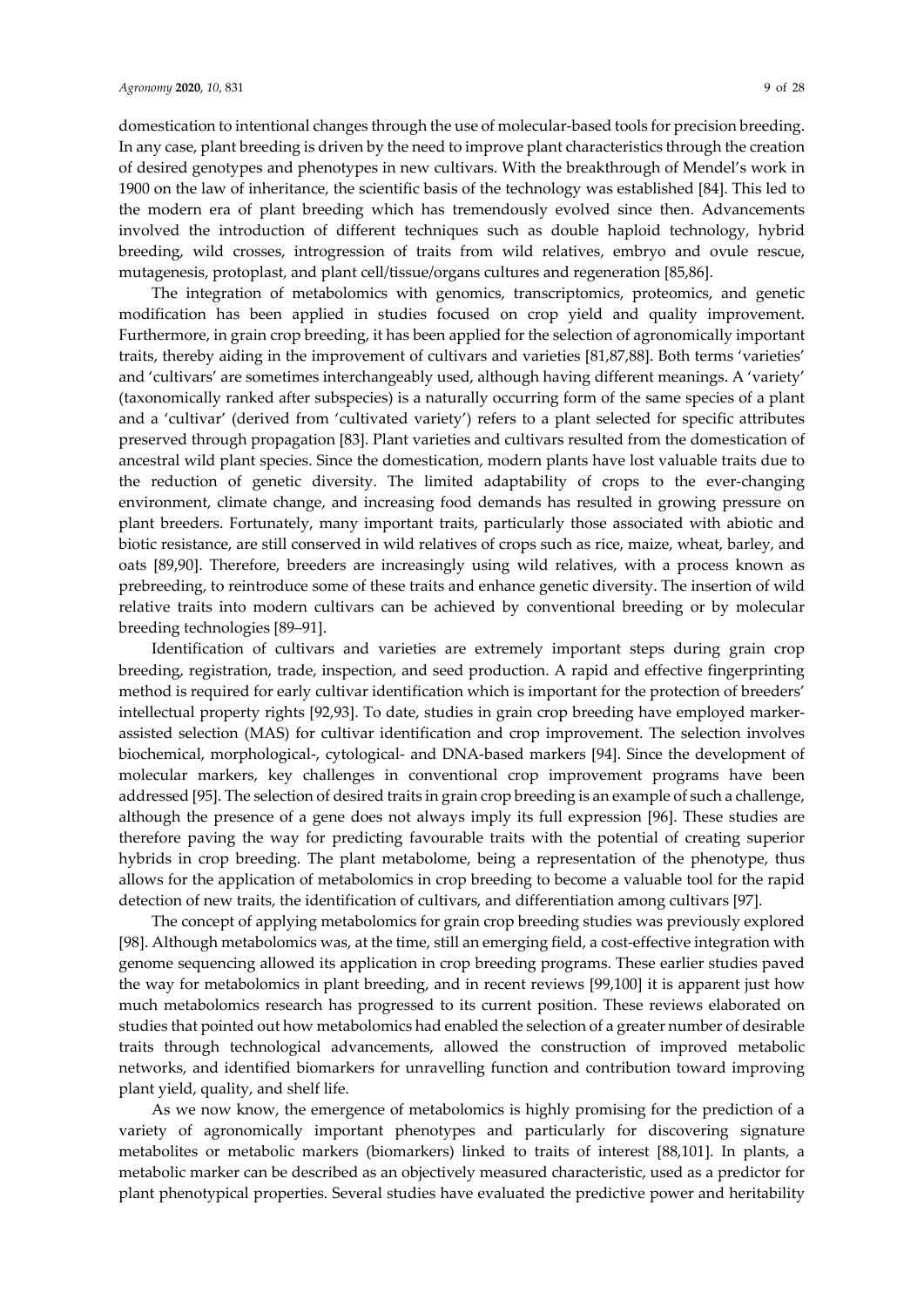domestication to intentional changes through the use of molecular-based tools for precision breeding. In any case, plant breeding is driven by the need to improve plant characteristics through the creation of desired genotypes and phenotypes in new cultivars. With the breakthrough of Mendel's work in 1900 on the law of inheritance, the scientific basis of the technology was established [84]. This led to the modern era of plant breeding which has tremendously evolved since then. Advancements involved the introduction of different techniques such as double haploid technology, hybrid breeding, wild crosses, introgression of traits from wild relatives, embryo and ovule rescue, mutagenesis, protoplast, and plant cell/tissue/organs cultures and regeneration [85,86].

The integration of metabolomics with genomics, transcriptomics, proteomics, and genetic modification has been applied in studies focused on crop yield and quality improvement. Furthermore, in grain crop breeding, it has been applied for the selection of agronomically important traits, thereby aiding in the improvement of cultivars and varieties [81,87,88]. Both terms 'varieties' and 'cultivars' are sometimes interchangeably used, although having different meanings. A 'variety' (taxonomically ranked after subspecies) is a naturally occurring form of the same species of a plant and a 'cultivar' (derived from 'cultivated variety') refers to a plant selected for specific attributes preserved through propagation [83]. Plant varieties and cultivars resulted from the domestication of ancestral wild plant species. Since the domestication, modern plants have lost valuable traits due to the reduction of genetic diversity. The limited adaptability of crops to the ever-changing environment, climate change, and increasing food demands has resulted in growing pressure on plant breeders. Fortunately, many important traits, particularly those associated with abiotic and biotic resistance, are still conserved in wild relatives of crops such as rice, maize, wheat, barley, and oats [89,90]. Therefore, breeders are increasingly using wild relatives, with a process known as prebreeding, to reintroduce some of these traits and enhance genetic diversity. The insertion of wild relative traits into modern cultivars can be achieved by conventional breeding or by molecular breeding technologies [89–91].

Identification of cultivars and varieties are extremely important steps during grain crop breeding, registration, trade, inspection, and seed production. A rapid and effective fingerprinting method is required for early cultivar identification which is important for the protection of breeders' intellectual property rights [92,93]. To date, studies in grain crop breeding have employed marker-assisted selection (MAS) for cultivar identification and crop improvement. The selection involves biochemical, morphological-, cytological- and DNA-based markers [94]. Since the development of molecular markers, key challenges in conventional crop improvement programs have been addressed [95]. The selection of desired traits in grain crop breeding is an example of such a challenge, although the presence of a gene does not always imply its full expression [96]. These studies are therefore paving the way for predicting favourable traits with the potential of creating superior hybrids in crop breeding. The plant metabolome, being a representation of the phenotype, thus allows for the application of metabolomics in crop breeding to become a valuable tool for the rapid detection of new traits, the identification of cultivars, and differentiation among cultivars [97].

The concept of applying metabolomics for grain crop breeding studies was previously explored [98]. Although metabolomics was, at the time, still an emerging field, a cost-effective integration with genome sequencing allowed its application in crop breeding programs. These earlier studies paved the way for metabolomics in plant breeding, and in recent reviews [99,100] it is apparent just how much metabolomics research has progressed to its current position. These reviews elaborated on studies that pointed out how metabolomics had enabled the selection of a greater number of desirable traits through technological advancements, allowed the construction of improved metabolic networks, and identified biomarkers for unravelling function and contribution toward improving plant yield, quality, and shelf life.

As we now know, the emergence of metabolomics is highly promising for the prediction of a variety of agronomically important phenotypes and particularly for discovering signature metabolites or metabolic markers (biomarkers) linked to traits of interest [88,101]. In plants, a metabolic marker can be described as an objectively measured characteristic, used as a predictor for plant phenotypical properties. Several studies have evaluated the predictive power and heritability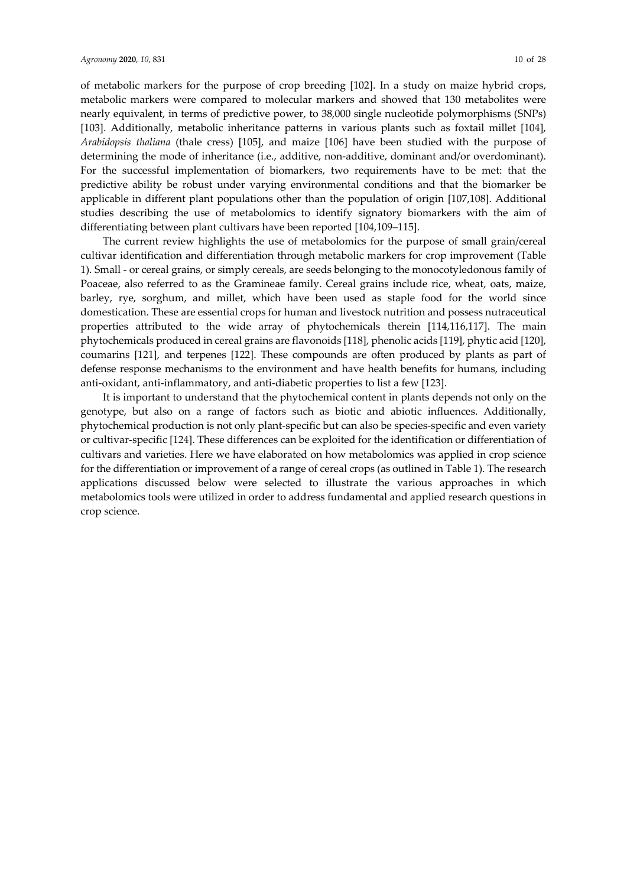of metabolic markers for the purpose of crop breeding [102]. In a study on maize hybrid crops, metabolic markers were compared to molecular markers and showed that 130 metabolites were nearly equivalent, in terms of predictive power, to 38,000 single nucleotide polymorphisms (SNPs) [103]. Additionally, metabolic inheritance patterns in various plants such as foxtail millet [104], *Arabidopsis thaliana* (thale cress) [105], and maize [106] have been studied with the purpose of determining the mode of inheritance (i.e., additive, non-additive, dominant and/or overdominant). For the successful implementation of biomarkers, two requirements have to be met: that the predictive ability be robust under varying environmental conditions and that the biomarker be applicable in different plant populations other than the population of origin [107,108]. Additional studies describing the use of metabolomics to identify signatory biomarkers with the aim of differentiating between plant cultivars have been reported [104,109–115].

The current review highlights the use of metabolomics for the purpose of small grain/cereal cultivar identification and differentiation through metabolic markers for crop improvement (Table 1). Small - or cereal grains, or simply cereals, are seeds belonging to the monocotyledonous family of Poaceae, also referred to as the Gramineae family. Cereal grains include rice, wheat, oats, maize, barley, rye, sorghum, and millet, which have been used as staple food for the world since domestication. These are essential crops for human and livestock nutrition and possess nutraceutical properties attributed to the wide array of phytochemicals therein [114,116,117]. The main phytochemicals produced in cereal grains are flavonoids [118], phenolic acids [119], phytic acid [120], coumarins [121], and terpenes [122]. These compounds are often produced by plants as part of defense response mechanisms to the environment and have health benefits for humans, including anti-oxidant, anti-inflammatory, and anti-diabetic properties to list a few [123].

It is important to understand that the phytochemical content in plants depends not only on the genotype, but also on a range of factors such as biotic and abiotic influences. Additionally, phytochemical production is not only plant-specific but can also be species-specific and even variety or cultivar-specific [124]. These differences can be exploited for the identification or differentiation of cultivars and varieties. Here we have elaborated on how metabolomics was applied in crop science for the differentiation or improvement of a range of cereal crops (as outlined in Table 1). The research applications discussed below were selected to illustrate the various approaches in which metabolomics tools were utilized in order to address fundamental and applied research questions in crop science.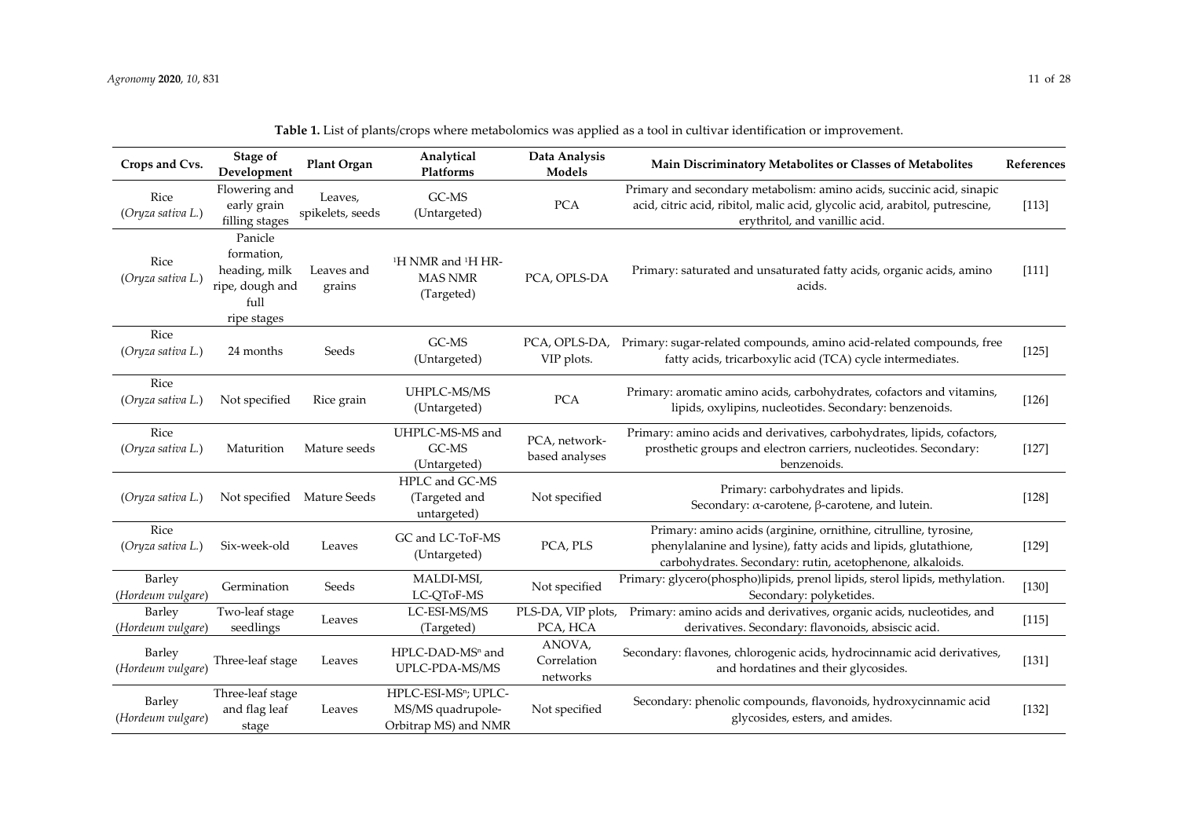**Table 1.** List of plants/crops where metabolomics was applied as a tool in cultivar identification or improvement.

| Crops and Cvs. | Stage of Development | Plant Organ | Analytical Platforms | Data Analysis Models | Main Discriminatory Metabolites or Classes of Metabolites | References |
|---|---|---|---|---|---|---|
| Rice (*Oryza sativa L.*) | Flowering and early grain filling stages | Leaves, spikelets, seeds | GC-MS (Untargeted) | PCA | Primary and secondary metabolism: amino acids, succinic acid, sinapic acid, citric acid, ribitol, malic acid, glycolic acid, arabitol, putrescine, erythritol, and vanillic acid. | [113] |
| Rice (*Oryza sativa L.*) | Panicle formation, heading, milk ripe, dough and full ripe stages | Leaves and grains | $^{1}$H NMR and $^{1}$H HR-MAS NMR (Targeted) | PCA, OPLS-DA | Primary: saturated and unsaturated fatty acids, organic acids, amino acids. | [111] |
| Rice (*Oryza sativa L.*) | 24 months | Seeds | GC-MS (Untargeted) | PCA, OPLS-DA, VIP plots. | Primary: sugar-related compounds, amino acid-related compounds, free fatty acids, tricarboxylic acid (TCA) cycle intermediates. | [125] |
| Rice (*Oryza sativa L.*) | Not specified | Rice grain | UHPLC-MS/MS (Untargeted) | PCA | Primary: aromatic amino acids, carbohydrates, cofactors and vitamins, lipids, oxylipins, nucleotides. Secondary: benzenoids. | [126] |
| Rice (*Oryza sativa L.*) | Maturition | Mature seeds | UHPLC-MS-MS and GC-MS (Untargeted) | PCA, network-based analyses | Primary: amino acids and derivatives, carbohydrates, lipids, cofactors, prosthetic groups and electron carriers, nucleotides. Secondary: benzenoids. | [127] |
| (*Oryza sativa L.*) | Not specified | Mature Seeds | HPLC and GC-MS (Targeted and untargeted) | Not specified | Primary: carbohydrates and lipids. Secondary: α-carotene, β-carotene, and lutein. | [128] |
| Rice (*Oryza sativa L.*) | Six-week-old | Leaves | GC and LC-ToF-MS (Untargeted) | PCA, PLS | Primary: amino acids (arginine, ornithine, citrulline, tyrosine, phenylalanine and lysine), fatty acids and lipids, glutathione, carbohydrates. Secondary: rutin, acetophenone, alkaloids. | [129] |
| Barley (*Hordeum vulgare*) | Germination | Seeds | MALDI-MSI, LC-QToF-MS | Not specified | Primary: glycero(phospho)lipids, prenol lipids, sterol lipids, methylation. Secondary: polyketides. | [130] |
| Barley (*Hordeum vulgare*) | Two-leaf stage seedlings | Leaves | LC-ESI-MS/MS (Targeted) | PLS-DA, VIP plots, PCA, HCA | Primary: amino acids and derivatives, organic acids, nucleotides, and derivatives. Secondary: flavonoids, absiscic acid. | [115] |
| Barley (*Hordeum vulgare*) | Three-leaf stage | Leaves | HPLC-DAD-MS$^{n}$ and UPLC-PDA-MS/MS | ANOVA, Correlation networks | Secondary: flavones, chlorogenic acids, hydrocinnamic acid derivatives, and hordatines and their glycosides. | [131] |
| Barley (*Hordeum vulgare*) | Three-leaf stage and flag leaf stage | Leaves | HPLC-ESI-MS$^{n}$; UPLC-MS/MS quadrupole-Orbitrap MS) and NMR | Not specified | Secondary: phenolic compounds, flavonoids, hydroxycinnamic acid glycosides, esters, and amides. | [132] |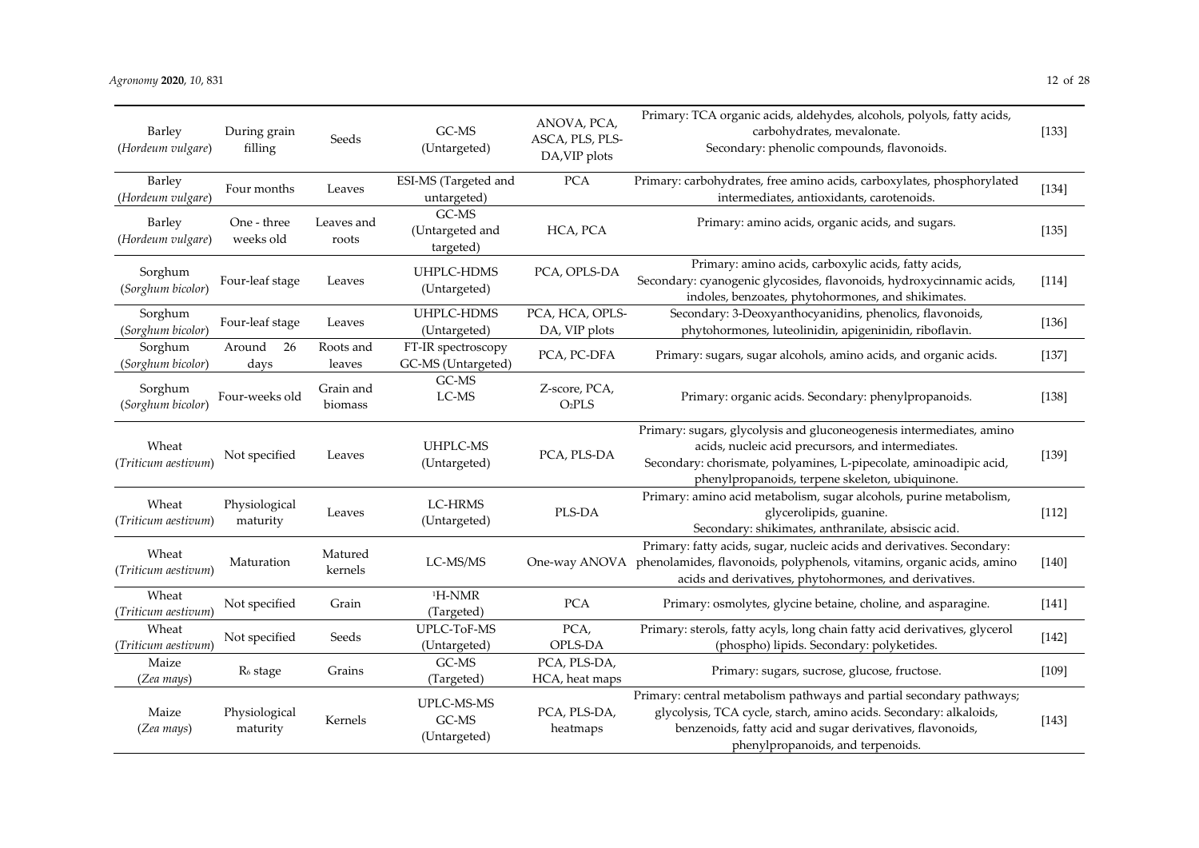| Barley (*Hordeum vulgare*) | During grain filling | Seeds | GC-MS (Untargeted) | ANOVA, PCA, ASCA, PLS, PLS-DA,VIP plots | Primary: TCA organic acids, aldehydes, alcohols, polyols, fatty acids, carbohydrates, mevalonate. Secondary: phenolic compounds, flavonoids. | [133] |
|---|---|---|---|---|---|---|
| Barley (*Hordeum vulgare*) | Four months | Leaves | ESI-MS (Targeted and untargeted) | PCA | Primary: carbohydrates, free amino acids, carboxylates, phosphorylated intermediates, antioxidants, carotenoids. | [134] |
| Barley (*Hordeum vulgare*) | One - three weeks old | Leaves and roots | GC-MS (Untargeted and targeted) | HCA, PCA | Primary: amino acids, organic acids, and sugars. | [135] |
| Sorghum (*Sorghum bicolor*) | Four-leaf stage | Leaves | UHPLC-HDMS (Untargeted) | PCA, OPLS-DA | Primary: amino acids, carboxylic acids, fatty acids, Secondary: cyanogenic glycosides, flavonoids, hydroxycinnamic acids, indoles, benzoates, phytohormones, and shikimates. | [114] |
| Sorghum (*Sorghum bicolor*) | Four-leaf stage | Leaves | UHPLC-HDMS (Untargeted) | PCA, HCA, OPLS-DA, VIP plots | Secondary: 3-Deoxyanthocyanidins, phenolics, flavonoids, phytohormones, luteolinidin, apigeninidin, riboflavin. | [136] |
| Sorghum (*Sorghum bicolor*) | Around 26 days | Roots and leaves | FT-IR spectroscopy GC-MS (Untargeted) | PCA, PC-DFA | Primary: sugars, sugar alcohols, amino acids, and organic acids. | [137] |
| Sorghum (*Sorghum bicolor*) | Four-weeks old | Grain and biomass | GC-MS LC-MS | Z-score, PCA, $O_2$PLS | Primary: organic acids. Secondary: phenylpropanoids. | [138] |
| Wheat (*Triticum aestivum*) | Not specified | Leaves | UHPLC-MS (Untargeted) | PCA, PLS-DA | Primary: sugars, glycolysis and gluconeogenesis intermediates, amino acids, nucleic acid precursors, and intermediates. Secondary: chorismate, polyamines, L-pipecolate, aminoadipic acid, phenylpropanoids, terpene skeleton, ubiquinone. | [139] |
| Wheat (*Triticum aestivum*) | Physiological maturity | Leaves | LC-HRMS (Untargeted) | PLS-DA | Primary: amino acid metabolism, sugar alcohols, purine metabolism, glycerolipids, guanine. Secondary: shikimates, anthranilate, absiscic acid. | [112] |
| Wheat (*Triticum aestivum*) | Maturation | Matured kernels | LC-MS/MS | One-way ANOVA | Primary: fatty acids, sugar, nucleic acids and derivatives. Secondary: phenolamides, flavonoids, polyphenols, vitamins, organic acids, amino acids and derivatives, phytohormones, and derivatives. | [140] |
| Wheat (*Triticum aestivum*) | Not specified | Grain | $^1$H-NMR (Targeted) | PCA | Primary: osmolytes, glycine betaine, choline, and asparagine. | [141] |
| Wheat (*Triticum aestivum*) | Not specified | Seeds | UPLC-ToF-MS (Untargeted) | PCA, OPLS-DA | Primary: sterols, fatty acyls, long chain fatty acid derivatives, glycerol (phospho) lipids. Secondary: polyketides. | [142] |
| Maize (*Zea mays*) | $R_6$ stage | Grains | GC-MS (Targeted) | PCA, PLS-DA, HCA, heat maps | Primary: sugars, sucrose, glucose, fructose. | [109] |
| Maize (*Zea mays*) | Physiological maturity | Kernels | UPLC-MS-MS GC-MS (Untargeted) | PCA, PLS-DA, heatmaps | Primary: central metabolism pathways and partial secondary pathways; glycolysis, TCA cycle, starch, amino acids. Secondary: alkaloids, benzenoids, fatty acid and sugar derivatives, flavonoids, phenylpropanoids, and terpenoids. | [143] |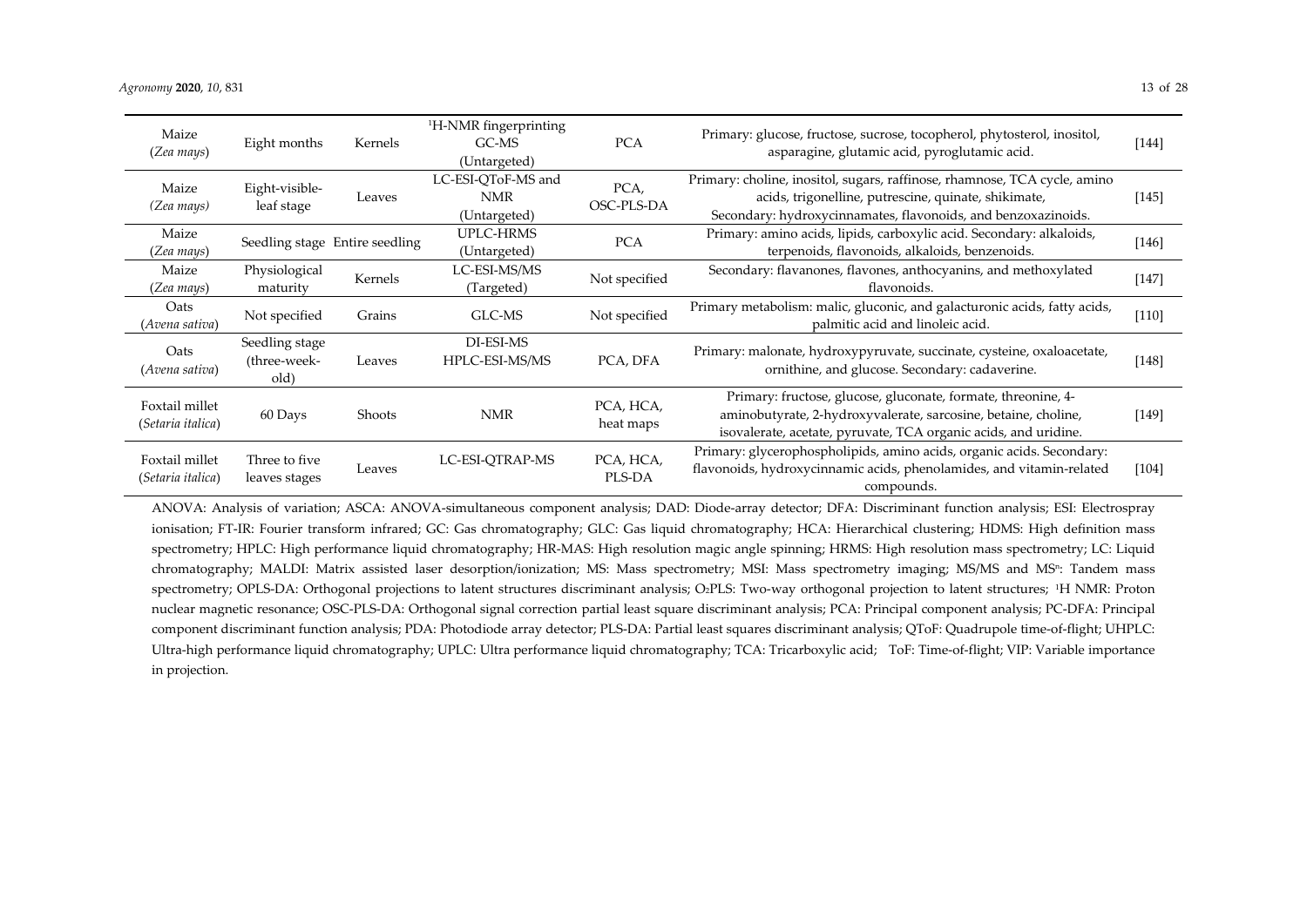| | | | | | | |
|---|---|---|---|---|---|---|
| Maize (*Zea mays*) | Eight months | Kernels | $^{1}$H-NMR fingerprinting GC-MS (Untargeted) | PCA | Primary: glucose, fructose, sucrose, tocopherol, phytosterol, inositol, asparagine, glutamic acid, pyroglutamic acid. | [144] |
| Maize (*Zea mays*) | Eight-visible-leaf stage | Leaves | LC-ESI-QToF-MS and NMR (Untargeted) | PCA, OSC-PLS-DA | Primary: choline, inositol, sugars, raffinose, rhamnose, TCA cycle, amino acids, trigonelline, putrescine, quinate, shikimate, Secondary: hydroxycinnamates, flavonoids, and benzoxazinoids. | [145] |
| Maize (*Zea mays*) | Seedling stage | Entire seedling | UPLC-HRMS (Untargeted) | PCA | Primary: amino acids, lipids, carboxylic acid. Secondary: alkaloids, terpenoids, flavonoids, alkaloids, benzenoids. | [146] |
| Maize (*Zea mays*) | Physiological maturity | Kernels | LC-ESI-MS/MS (Targeted) | Not specified | Secondary: flavanones, flavones, anthocyanins, and methoxylated flavonoids. | [147] |
| Oats (*Avena sativa*) | Not specified | Grains | GLC-MS | Not specified | Primary metabolism: malic, gluconic, and galacturonic acids, fatty acids, palmitic acid and linoleic acid. | [110] |
| Oats (*Avena sativa*) | Seedling stage (three-week-old) | Leaves | DI-ESI-MS HPLC-ESI-MS/MS | PCA, DFA | Primary: malonate, hydroxypyruvate, succinate, cysteine, oxaloacetate, ornithine, and glucose. Secondary: cadaverine. | [148] |
| Foxtail millet (*Setaria italica*) | 60 Days | Shoots | NMR | PCA, HCA, heat maps | Primary: fructose, glucose, gluconate, formate, threonine, 4-aminobutyrate, 2-hydroxyvalerate, sarcosine, betaine, choline, isovalerate, acetate, pyruvate, TCA organic acids, and uridine. | [149] |
| Foxtail millet (*Setaria italica*) | Three to five leaves stages | Leaves | LC-ESI-QTRAP-MS | PCA, HCA, PLS-DA | Primary: glycerophospholipids, amino acids, organic acids. Secondary: flavonoids, hydroxycinnamic acids, phenolamides, and vitamin-related compounds. | [104] |

ANOVA: Analysis of variation; ASCA: ANOVA-simultaneous component analysis; DAD: Diode-array detector; DFA: Discriminant function analysis; ESI: Electrospray ionisation; FT-IR: Fourier transform infrared; GC: Gas chromatography; GLC: Gas liquid chromatography; HCA: Hierarchical clustering; HDMS: High definition mass spectrometry; HPLC: High performance liquid chromatography; HR-MAS: High resolution magic angle spinning; HRMS: High resolution mass spectrometry; LC: Liquid chromatography; MALDI: Matrix assisted laser desorption/ionization; MS: Mass spectrometry; MSI: Mass spectrometry imaging; MS/MS and $MS^n$: Tandem mass spectrometry; OPLS-DA: Orthogonal projections to latent structures discriminant analysis; $O_2$PLS: Two-way orthogonal projection to latent structures; $^{1}$H NMR: Proton nuclear magnetic resonance; OSC-PLS-DA: Orthogonal signal correction partial least square discriminant analysis; PCA: Principal component analysis; PC-DFA: Principal component discriminant function analysis; PDA: Photodiode array detector; PLS-DA: Partial least squares discriminant analysis; QToF: Quadrupole time-of-flight; UHPLC: Ultra-high performance liquid chromatography; UPLC: Ultra performance liquid chromatography; TCA: Tricarboxylic acid; ToF: Time-of-flight; VIP: Variable importance in projection.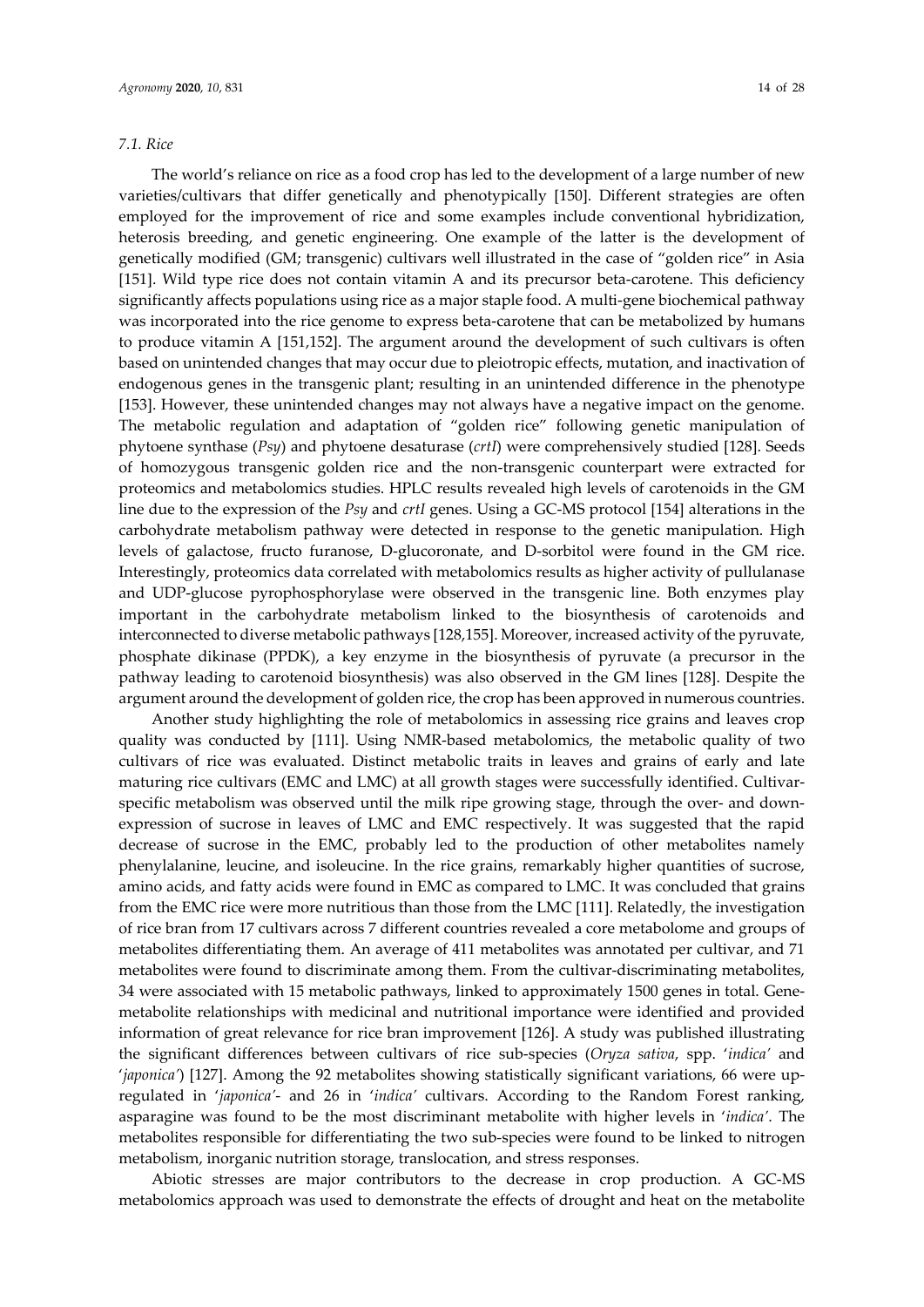### *7.1. Rice*

The world's reliance on rice as a food crop has led to the development of a large number of new varieties/cultivars that differ genetically and phenotypically [150]. Different strategies are often employed for the improvement of rice and some examples include conventional hybridization, heterosis breeding, and genetic engineering. One example of the latter is the development of genetically modified (GM; transgenic) cultivars well illustrated in the case of "golden rice" in Asia [151]. Wild type rice does not contain vitamin A and its precursor beta-carotene. This deficiency significantly affects populations using rice as a major staple food. A multi-gene biochemical pathway was incorporated into the rice genome to express beta-carotene that can be metabolized by humans to produce vitamin A [151,152]. The argument around the development of such cultivars is often based on unintended changes that may occur due to pleiotropic effects, mutation, and inactivation of endogenous genes in the transgenic plant; resulting in an unintended difference in the phenotype [153]. However, these unintended changes may not always have a negative impact on the genome. The metabolic regulation and adaptation of "golden rice" following genetic manipulation of phytoene synthase (*Psy*) and phytoene desaturase (*crtI*) were comprehensively studied [128]. Seeds of homozygous transgenic golden rice and the non-transgenic counterpart were extracted for proteomics and metabolomics studies. HPLC results revealed high levels of carotenoids in the GM line due to the expression of the *Psy* and *crtI* genes. Using a GC-MS protocol [154] alterations in the carbohydrate metabolism pathway were detected in response to the genetic manipulation. High levels of galactose, fructo furanose, D-glucoronate, and D-sorbitol were found in the GM rice. Interestingly, proteomics data correlated with metabolomics results as higher activity of pullulanase and UDP-glucose pyrophosphorylase were observed in the transgenic line. Both enzymes play important in the carbohydrate metabolism linked to the biosynthesis of carotenoids and interconnected to diverse metabolic pathways [128,155]. Moreover, increased activity of the pyruvate, phosphate dikinase (PPDK), a key enzyme in the biosynthesis of pyruvate (a precursor in the pathway leading to carotenoid biosynthesis) was also observed in the GM lines [128]. Despite the argument around the development of golden rice, the crop has been approved in numerous countries.

Another study highlighting the role of metabolomics in assessing rice grains and leaves crop quality was conducted by [111]. Using NMR-based metabolomics, the metabolic quality of two cultivars of rice was evaluated. Distinct metabolic traits in leaves and grains of early and late maturing rice cultivars (EMC and LMC) at all growth stages were successfully identified. Cultivar-specific metabolism was observed until the milk ripe growing stage, through the over- and down-expression of sucrose in leaves of LMC and EMC respectively. It was suggested that the rapid decrease of sucrose in the EMC, probably led to the production of other metabolites namely phenylalanine, leucine, and isoleucine. In the rice grains, remarkably higher quantities of sucrose, amino acids, and fatty acids were found in EMC as compared to LMC. It was concluded that grains from the EMC rice were more nutritious than those from the LMC [111]. Relatedly, the investigation of rice bran from 17 cultivars across 7 different countries revealed a core metabolome and groups of metabolites differentiating them. An average of 411 metabolites was annotated per cultivar, and 71 metabolites were found to discriminate among them. From the cultivar-discriminating metabolites, 34 were associated with 15 metabolic pathways, linked to approximately 1500 genes in total. Gene-metabolite relationships with medicinal and nutritional importance were identified and provided information of great relevance for rice bran improvement [126]. A study was published illustrating the significant differences between cultivars of rice sub-species (*Oryza sativa*, spp. '*indica*' and '*japonica*') [127]. Among the 92 metabolites showing statistically significant variations, 66 were up-regulated in '*japonica*'- and 26 in '*indica*' cultivars. According to the Random Forest ranking, asparagine was found to be the most discriminant metabolite with higher levels in '*indica*'. The metabolites responsible for differentiating the two sub-species were found to be linked to nitrogen metabolism, inorganic nutrition storage, translocation, and stress responses.

Abiotic stresses are major contributors to the decrease in crop production. A GC-MS metabolomics approach was used to demonstrate the effects of drought and heat on the metabolite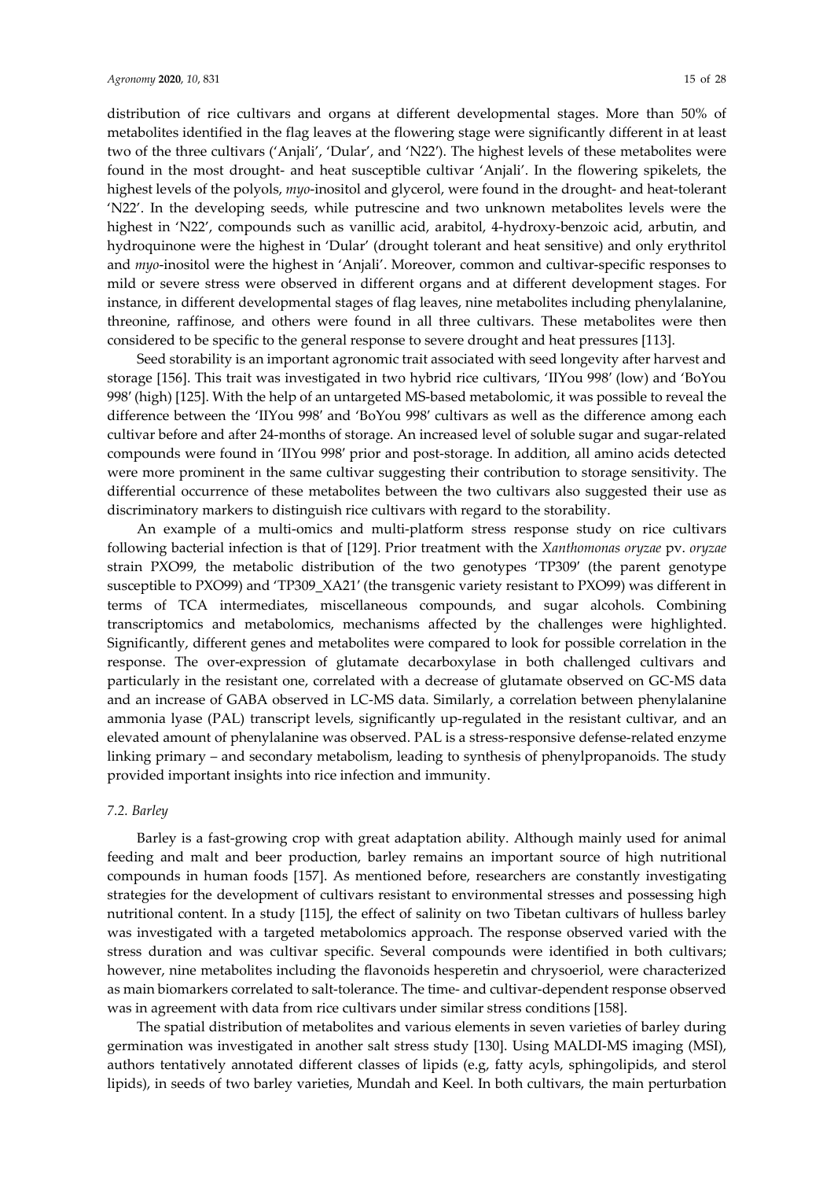distribution of rice cultivars and organs at different developmental stages. More than 50% of metabolites identified in the flag leaves at the flowering stage were significantly different in at least two of the three cultivars ('Anjali', 'Dular', and 'N22'). The highest levels of these metabolites were found in the most drought- and heat susceptible cultivar 'Anjali'. In the flowering spikelets, the highest levels of the polyols, *myo*-inositol and glycerol, were found in the drought- and heat-tolerant 'N22'. In the developing seeds, while putrescine and two unknown metabolites levels were the highest in 'N22', compounds such as vanillic acid, arabitol, 4-hydroxy-benzoic acid, arbutin, and hydroquinone were the highest in 'Dular' (drought tolerant and heat sensitive) and only erythritol and *myo*-inositol were the highest in 'Anjali'. Moreover, common and cultivar-specific responses to mild or severe stress were observed in different organs and at different development stages. For instance, in different developmental stages of flag leaves, nine metabolites including phenylalanine, threonine, raffinose, and others were found in all three cultivars. These metabolites were then considered to be specific to the general response to severe drought and heat pressures [113].

Seed storability is an important agronomic trait associated with seed longevity after harvest and storage [156]. This trait was investigated in two hybrid rice cultivars, 'IIYou 998' (low) and 'BoYou 998' (high) [125]. With the help of an untargeted MS-based metabolomic, it was possible to reveal the difference between the 'IIYou 998' and 'BoYou 998' cultivars as well as the difference among each cultivar before and after 24-months of storage. An increased level of soluble sugar and sugar-related compounds were found in 'IIYou 998' prior and post-storage. In addition, all amino acids detected were more prominent in the same cultivar suggesting their contribution to storage sensitivity. The differential occurrence of these metabolites between the two cultivars also suggested their use as discriminatory markers to distinguish rice cultivars with regard to the storability.

An example of a multi-omics and multi-platform stress response study on rice cultivars following bacterial infection is that of [129]. Prior treatment with the *Xanthomonas oryzae* pv. *oryzae* strain PXO99, the metabolic distribution of the two genotypes 'TP309' (the parent genotype susceptible to PXO99) and 'TP309_XA21' (the transgenic variety resistant to PXO99) was different in terms of TCA intermediates, miscellaneous compounds, and sugar alcohols. Combining transcriptomics and metabolomics, mechanisms affected by the challenges were highlighted. Significantly, different genes and metabolites were compared to look for possible correlation in the response. The over-expression of glutamate decarboxylase in both challenged cultivars and particularly in the resistant one, correlated with a decrease of glutamate observed on GC-MS data and an increase of GABA observed in LC-MS data. Similarly, a correlation between phenylalanine ammonia lyase (PAL) transcript levels, significantly up-regulated in the resistant cultivar, and an elevated amount of phenylalanine was observed. PAL is a stress-responsive defense-related enzyme linking primary – and secondary metabolism, leading to synthesis of phenylpropanoids. The study provided important insights into rice infection and immunity.

### 7.2. Barley

Barley is a fast-growing crop with great adaptation ability. Although mainly used for animal feeding and malt and beer production, barley remains an important source of high nutritional compounds in human foods [157]. As mentioned before, researchers are constantly investigating strategies for the development of cultivars resistant to environmental stresses and possessing high nutritional content. In a study [115], the effect of salinity on two Tibetan cultivars of hulless barley was investigated with a targeted metabolomics approach. The response observed varied with the stress duration and was cultivar specific. Several compounds were identified in both cultivars; however, nine metabolites including the flavonoids hesperetin and chrysoeriol, were characterized as main biomarkers correlated to salt-tolerance. The time- and cultivar-dependent response observed was in agreement with data from rice cultivars under similar stress conditions [158].

The spatial distribution of metabolites and various elements in seven varieties of barley during germination was investigated in another salt stress study [130]. Using MALDI-MS imaging (MSI), authors tentatively annotated different classes of lipids (e.g, fatty acyls, sphingolipids, and sterol lipids), in seeds of two barley varieties, Mundah and Keel. In both cultivars, the main perturbation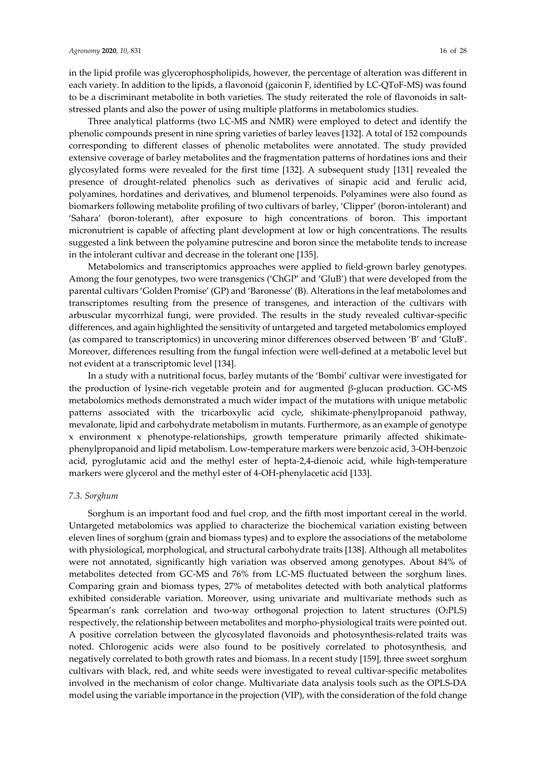in the lipid profile was glycerophospholipids, however, the percentage of alteration was different in each variety. In addition to the lipids, a flavonoid (gaiconin F, identified by LC-QToF-MS) was found to be a discriminant metabolite in both varieties. The study reiterated the role of flavonoids in salt-stressed plants and also the power of using multiple platforms in metabolomics studies.

Three analytical platforms (two LC-MS and NMR) were employed to detect and identify the phenolic compounds present in nine spring varieties of barley leaves [132]. A total of 152 compounds corresponding to different classes of phenolic metabolites were annotated. The study provided extensive coverage of barley metabolites and the fragmentation patterns of hordatines ions and their glycosylated forms were revealed for the first time [132]. A subsequent study [131] revealed the presence of drought-related phenolics such as derivatives of sinapic acid and ferulic acid, polyamines, hordatines and derivatives, and blumenol terpenoids. Polyamines were also found as biomarkers following metabolite profiling of two cultivars of barley, 'Clipper' (boron-intolerant) and 'Sahara' (boron-tolerant), after exposure to high concentrations of boron. This important micronutrient is capable of affecting plant development at low or high concentrations. The results suggested a link between the polyamine putrescine and boron since the metabolite tends to increase in the intolerant cultivar and decrease in the tolerant one [135].

Metabolomics and transcriptomics approaches were applied to field-grown barley genotypes. Among the four genotypes, two were transgenics ('ChGP' and 'GluB') that were developed from the parental cultivars 'Golden Promise' (GP) and 'Baronesse' (B). Alterations in the leaf metabolomes and transcriptomes resulting from the presence of transgenes, and interaction of the cultivars with arbuscular mycorrhizal fungi, were provided. The results in the study revealed cultivar-specific differences, and again highlighted the sensitivity of untargeted and targeted metabolomics employed (as compared to transcriptomics) in uncovering minor differences observed between 'B' and 'GluB'. Moreover, differences resulting from the fungal infection were well-defined at a metabolic level but not evident at a transcriptomic level [134].

In a study with a nutritional focus, barley mutants of the 'Bombi' cultivar were investigated for the production of lysine-rich vegetable protein and for augmented β-glucan production. GC-MS metabolomics methods demonstrated a much wider impact of the mutations with unique metabolic patterns associated with the tricarboxylic acid cycle, shikimate-phenylpropanoid pathway, mevalonate, lipid and carbohydrate metabolism in mutants. Furthermore, as an example of genotype x environment x phenotype-relationships, growth temperature primarily affected shikimate-phenylpropanoid and lipid metabolism. Low-temperature markers were benzoic acid, 3-OH-benzoic acid, pyroglutamic acid and the methyl ester of hepta-2,4-dienoic acid, while high-temperature markers were glycerol and the methyl ester of 4-OH-phenylacetic acid [133].

### 7.3. Sorghum

Sorghum is an important food and fuel crop, and the fifth most important cereal in the world. Untargeted metabolomics was applied to characterize the biochemical variation existing between eleven lines of sorghum (grain and biomass types) and to explore the associations of the metabolome with physiological, morphological, and structural carbohydrate traits [138]. Although all metabolites were not annotated, significantly high variation was observed among genotypes. About 84% of metabolites detected from GC-MS and 76% from LC-MS fluctuated between the sorghum lines. Comparing grain and biomass types, 27% of metabolites detected with both analytical platforms exhibited considerable variation. Moreover, using univariate and multivariate methods such as Spearman's rank correlation and two-way orthogonal projection to latent structures ($O_2$PLS) respectively, the relationship between metabolites and morpho-physiological traits were pointed out. A positive correlation between the glycosylated flavonoids and photosynthesis-related traits was noted. Chlorogenic acids were also found to be positively correlated to photosynthesis, and negatively correlated to both growth rates and biomass. In a recent study [159], three sweet sorghum cultivars with black, red, and white seeds were investigated to reveal cultivar-specific metabolites involved in the mechanism of color change. Multivariate data analysis tools such as the OPLS-DA model using the variable importance in the projection (VIP), with the consideration of the fold change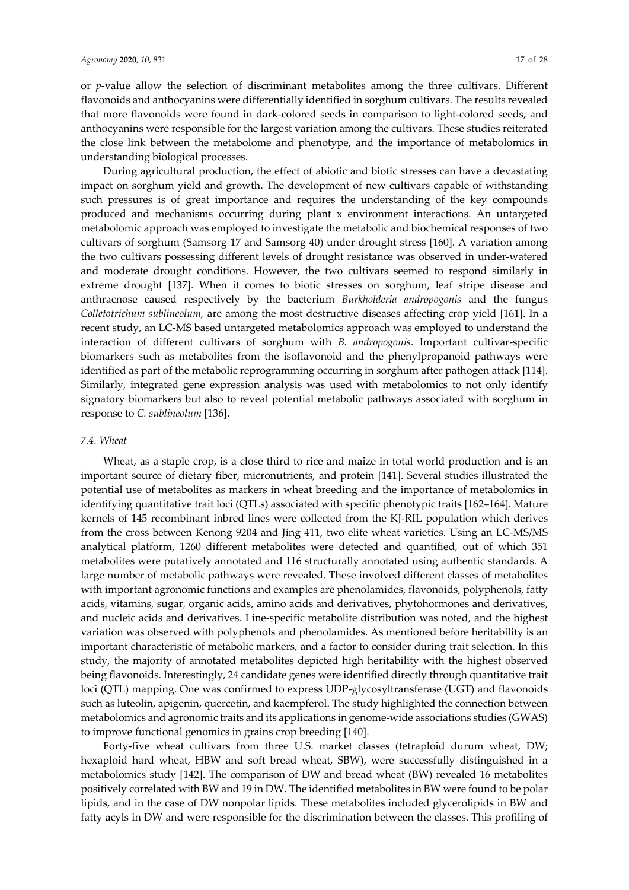or *p*-value allow the selection of discriminant metabolites among the three cultivars. Different flavonoids and anthocyanins were differentially identified in sorghum cultivars. The results revealed that more flavonoids were found in dark-colored seeds in comparison to light-colored seeds, and anthocyanins were responsible for the largest variation among the cultivars. These studies reiterated the close link between the metabolome and phenotype, and the importance of metabolomics in understanding biological processes.

During agricultural production, the effect of abiotic and biotic stresses can have a devastating impact on sorghum yield and growth. The development of new cultivars capable of withstanding such pressures is of great importance and requires the understanding of the key compounds produced and mechanisms occurring during plant x environment interactions. An untargeted metabolomic approach was employed to investigate the metabolic and biochemical responses of two cultivars of sorghum (Samsorg 17 and Samsorg 40) under drought stress [160]. A variation among the two cultivars possessing different levels of drought resistance was observed in under-watered and moderate drought conditions. However, the two cultivars seemed to respond similarly in extreme drought [137]. When it comes to biotic stresses on sorghum, leaf stripe disease and anthracnose caused respectively by the bacterium *Burkholderia andropogonis* and the fungus *Colletotrichum sublineolum,* are among the most destructive diseases affecting crop yield [161]. In a recent study, an LC-MS based untargeted metabolomics approach was employed to understand the interaction of different cultivars of sorghum with *B. andropogonis*. Important cultivar-specific biomarkers such as metabolites from the isoflavonoid and the phenylpropanoid pathways were identified as part of the metabolic reprogramming occurring in sorghum after pathogen attack [114]. Similarly, integrated gene expression analysis was used with metabolomics to not only identify signatory biomarkers but also to reveal potential metabolic pathways associated with sorghum in response to *C. sublineolum* [136].

### *7.4. Wheat*

Wheat, as a staple crop, is a close third to rice and maize in total world production and is an important source of dietary fiber, micronutrients, and protein [141]. Several studies illustrated the potential use of metabolites as markers in wheat breeding and the importance of metabolomics in identifying quantitative trait loci (QTLs) associated with specific phenotypic traits [162–164]. Mature kernels of 145 recombinant inbred lines were collected from the KJ-RIL population which derives from the cross between Kenong 9204 and Jing 411, two elite wheat varieties. Using an LC-MS/MS analytical platform, 1260 different metabolites were detected and quantified, out of which 351 metabolites were putatively annotated and 116 structurally annotated using authentic standards. A large number of metabolic pathways were revealed. These involved different classes of metabolites with important agronomic functions and examples are phenolamides, flavonoids, polyphenols, fatty acids, vitamins, sugar, organic acids, amino acids and derivatives, phytohormones and derivatives, and nucleic acids and derivatives. Line-specific metabolite distribution was noted, and the highest variation was observed with polyphenols and phenolamides. As mentioned before heritability is an important characteristic of metabolic markers, and a factor to consider during trait selection. In this study, the majority of annotated metabolites depicted high heritability with the highest observed being flavonoids. Interestingly, 24 candidate genes were identified directly through quantitative trait loci (QTL) mapping. One was confirmed to express UDP-glycosyltransferase (UGT) and flavonoids such as luteolin, apigenin, quercetin, and kaempferol. The study highlighted the connection between metabolomics and agronomic traits and its applications in genome-wide associations studies (GWAS) to improve functional genomics in grains crop breeding [140].

Forty-five wheat cultivars from three U.S. market classes (tetraploid durum wheat, DW; hexaploid hard wheat, HBW and soft bread wheat, SBW), were successfully distinguished in a metabolomics study [142]. The comparison of DW and bread wheat (BW) revealed 16 metabolites positively correlated with BW and 19 in DW. The identified metabolites in BW were found to be polar lipids, and in the case of DW nonpolar lipids. These metabolites included glycerolipids in BW and fatty acyls in DW and were responsible for the discrimination between the classes. This profiling of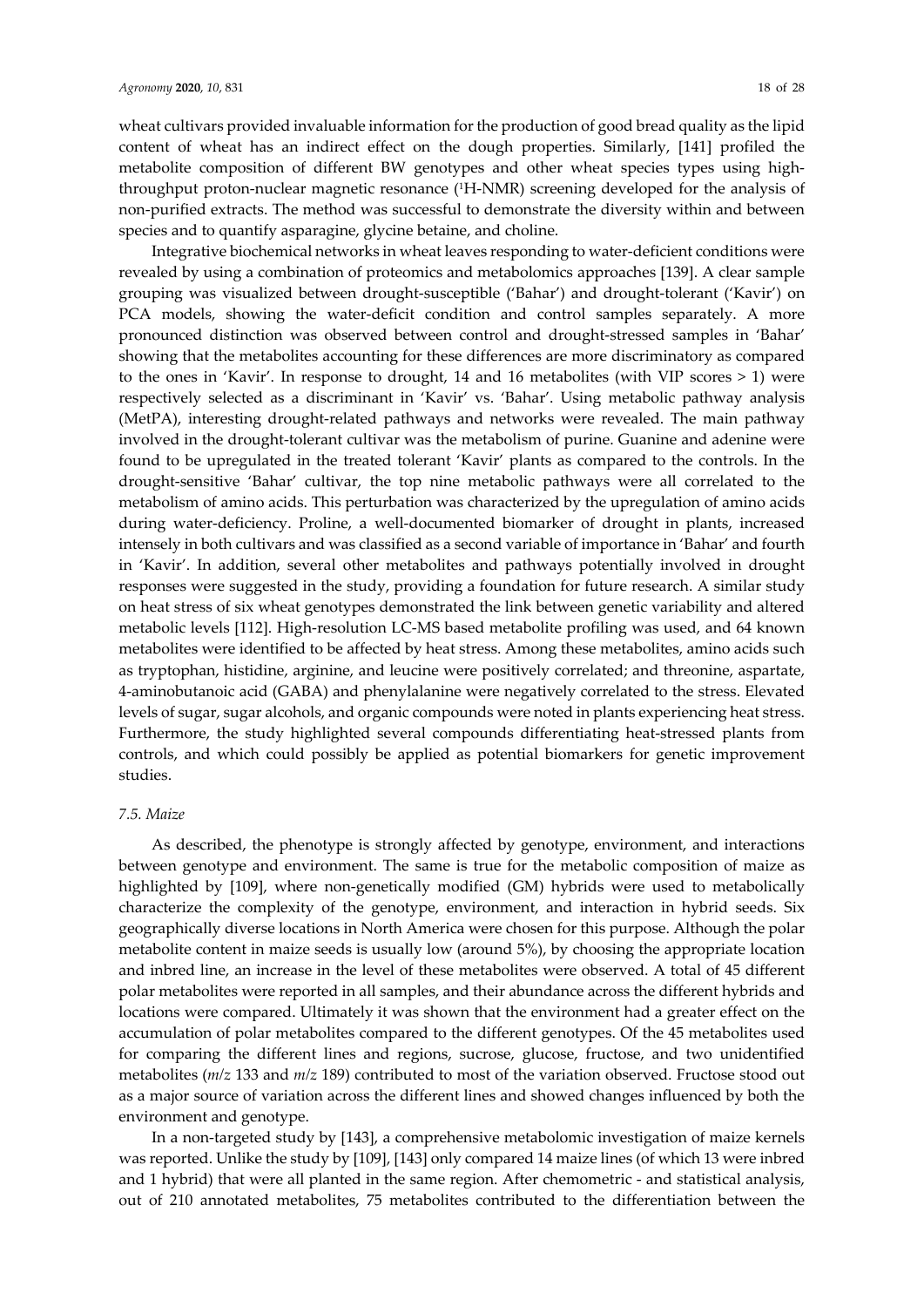wheat cultivars provided invaluable information for the production of good bread quality as the lipid content of wheat has an indirect effect on the dough properties. Similarly, [141] profiled the metabolite composition of different BW genotypes and other wheat species types using high-throughput proton-nuclear magnetic resonance ($^1$H-NMR) screening developed for the analysis of non-purified extracts. The method was successful to demonstrate the diversity within and between species and to quantify asparagine, glycine betaine, and choline.

Integrative biochemical networks in wheat leaves responding to water-deficient conditions were revealed by using a combination of proteomics and metabolomics approaches [139]. A clear sample grouping was visualized between drought-susceptible ('Bahar') and drought-tolerant ('Kavir') on PCA models, showing the water-deficit condition and control samples separately. A more pronounced distinction was observed between control and drought-stressed samples in 'Bahar' showing that the metabolites accounting for these differences are more discriminatory as compared to the ones in 'Kavir'. In response to drought, 14 and 16 metabolites (with VIP scores > 1) were respectively selected as a discriminant in 'Kavir' vs. 'Bahar'. Using metabolic pathway analysis (MetPA), interesting drought-related pathways and networks were revealed. The main pathway involved in the drought-tolerant cultivar was the metabolism of purine. Guanine and adenine were found to be upregulated in the treated tolerant 'Kavir' plants as compared to the controls. In the drought-sensitive 'Bahar' cultivar, the top nine metabolic pathways were all correlated to the metabolism of amino acids. This perturbation was characterized by the upregulation of amino acids during water-deficiency. Proline, a well-documented biomarker of drought in plants, increased intensely in both cultivars and was classified as a second variable of importance in 'Bahar' and fourth in 'Kavir'. In addition, several other metabolites and pathways potentially involved in drought responses were suggested in the study, providing a foundation for future research. A similar study on heat stress of six wheat genotypes demonstrated the link between genetic variability and altered metabolic levels [112]. High-resolution LC-MS based metabolite profiling was used, and 64 known metabolites were identified to be affected by heat stress. Among these metabolites, amino acids such as tryptophan, histidine, arginine, and leucine were positively correlated; and threonine, aspartate, 4-aminobutanoic acid (GABA) and phenylalanine were negatively correlated to the stress. Elevated levels of sugar, sugar alcohols, and organic compounds were noted in plants experiencing heat stress. Furthermore, the study highlighted several compounds differentiating heat-stressed plants from controls, and which could possibly be applied as potential biomarkers for genetic improvement studies.

### *7.5. Maize*

As described, the phenotype is strongly affected by genotype, environment, and interactions between genotype and environment. The same is true for the metabolic composition of maize as highlighted by [109], where non-genetically modified (GM) hybrids were used to metabolically characterize the complexity of the genotype, environment, and interaction in hybrid seeds. Six geographically diverse locations in North America were chosen for this purpose. Although the polar metabolite content in maize seeds is usually low (around 5%), by choosing the appropriate location and inbred line, an increase in the level of these metabolites were observed. A total of 45 different polar metabolites were reported in all samples, and their abundance across the different hybrids and locations were compared. Ultimately it was shown that the environment had a greater effect on the accumulation of polar metabolites compared to the different genotypes. Of the 45 metabolites used for comparing the different lines and regions, sucrose, glucose, fructose, and two unidentified metabolites ($m/z$ 133 and $m/z$ 189) contributed to most of the variation observed. Fructose stood out as a major source of variation across the different lines and showed changes influenced by both the environment and genotype.

In a non-targeted study by [143], a comprehensive metabolomic investigation of maize kernels was reported. Unlike the study by [109], [143] only compared 14 maize lines (of which 13 were inbred and 1 hybrid) that were all planted in the same region. After chemometric - and statistical analysis, out of 210 annotated metabolites, 75 metabolites contributed to the differentiation between the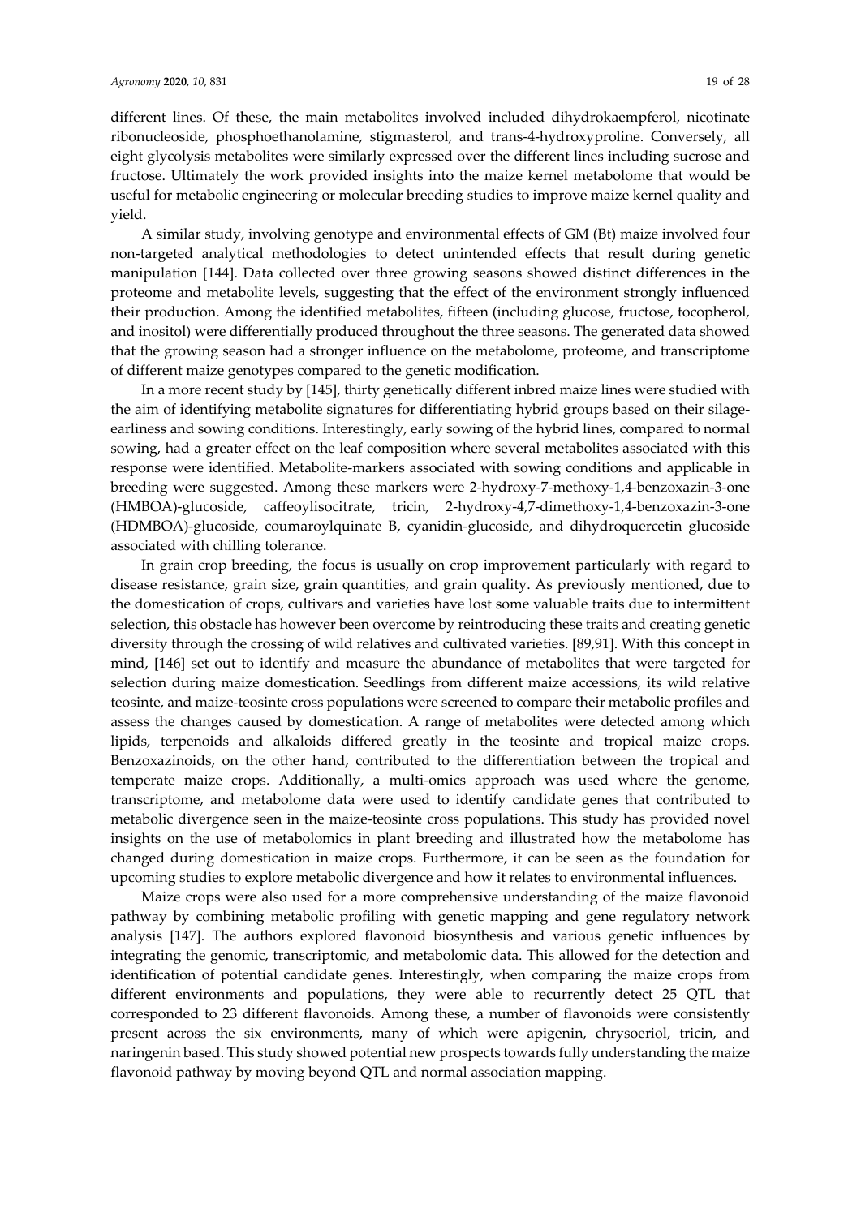different lines. Of these, the main metabolites involved included dihydrokaempferol, nicotinate ribonucleoside, phosphoethanolamine, stigmasterol, and trans-4-hydroxyproline. Conversely, all eight glycolysis metabolites were similarly expressed over the different lines including sucrose and fructose. Ultimately the work provided insights into the maize kernel metabolome that would be useful for metabolic engineering or molecular breeding studies to improve maize kernel quality and yield.

A similar study, involving genotype and environmental effects of GM (Bt) maize involved four non-targeted analytical methodologies to detect unintended effects that result during genetic manipulation [144]. Data collected over three growing seasons showed distinct differences in the proteome and metabolite levels, suggesting that the effect of the environment strongly influenced their production. Among the identified metabolites, fifteen (including glucose, fructose, tocopherol, and inositol) were differentially produced throughout the three seasons. The generated data showed that the growing season had a stronger influence on the metabolome, proteome, and transcriptome of different maize genotypes compared to the genetic modification.

In a more recent study by [145], thirty genetically different inbred maize lines were studied with the aim of identifying metabolite signatures for differentiating hybrid groups based on their silage-earliness and sowing conditions. Interestingly, early sowing of the hybrid lines, compared to normal sowing, had a greater effect on the leaf composition where several metabolites associated with this response were identified. Metabolite-markers associated with sowing conditions and applicable in breeding were suggested. Among these markers were 2-hydroxy-7-methoxy-1,4-benzoxazin-3-one (HMBOA)-glucoside, caffeoylisocitrate, tricin, 2-hydroxy-4,7-dimethoxy-1,4-benzoxazin-3-one (HDMBOA)-glucoside, coumaroylquinate B, cyanidin-glucoside, and dihydroquercetin glucoside associated with chilling tolerance.

In grain crop breeding, the focus is usually on crop improvement particularly with regard to disease resistance, grain size, grain quantities, and grain quality. As previously mentioned, due to the domestication of crops, cultivars and varieties have lost some valuable traits due to intermittent selection, this obstacle has however been overcome by reintroducing these traits and creating genetic diversity through the crossing of wild relatives and cultivated varieties. [89,91]. With this concept in mind, [146] set out to identify and measure the abundance of metabolites that were targeted for selection during maize domestication. Seedlings from different maize accessions, its wild relative teosinte, and maize-teosinte cross populations were screened to compare their metabolic profiles and assess the changes caused by domestication. A range of metabolites were detected among which lipids, terpenoids and alkaloids differed greatly in the teosinte and tropical maize crops. Benzoxazinoids, on the other hand, contributed to the differentiation between the tropical and temperate maize crops. Additionally, a multi-omics approach was used where the genome, transcriptome, and metabolome data were used to identify candidate genes that contributed to metabolic divergence seen in the maize-teosinte cross populations. This study has provided novel insights on the use of metabolomics in plant breeding and illustrated how the metabolome has changed during domestication in maize crops. Furthermore, it can be seen as the foundation for upcoming studies to explore metabolic divergence and how it relates to environmental influences.

Maize crops were also used for a more comprehensive understanding of the maize flavonoid pathway by combining metabolic profiling with genetic mapping and gene regulatory network analysis [147]. The authors explored flavonoid biosynthesis and various genetic influences by integrating the genomic, transcriptomic, and metabolomic data. This allowed for the detection and identification of potential candidate genes. Interestingly, when comparing the maize crops from different environments and populations, they were able to recurrently detect 25 QTL that corresponded to 23 different flavonoids. Among these, a number of flavonoids were consistently present across the six environments, many of which were apigenin, chrysoeriol, tricin, and naringenin based. This study showed potential new prospects towards fully understanding the maize flavonoid pathway by moving beyond QTL and normal association mapping.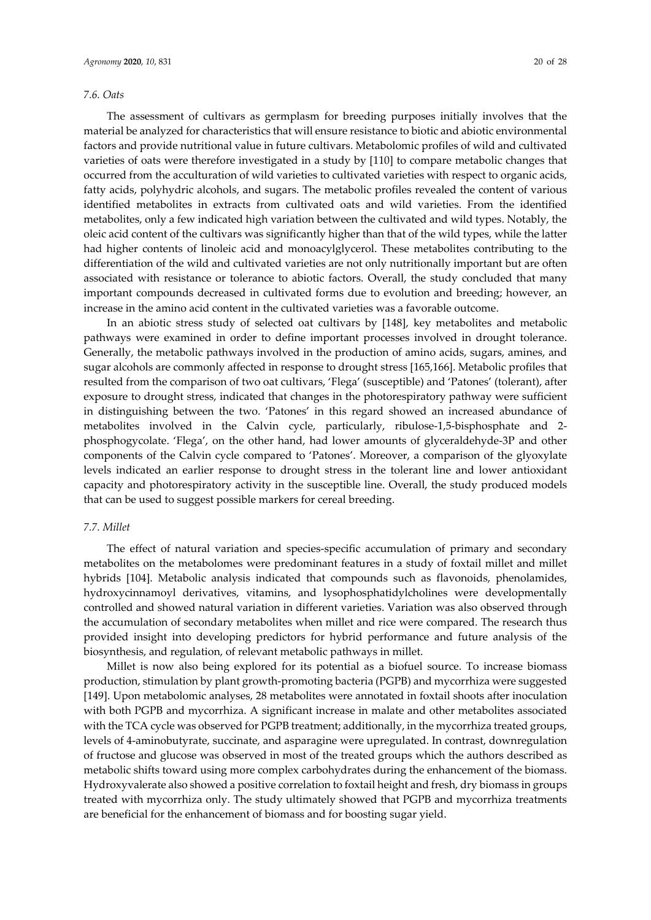### 7.6. Oats

The assessment of cultivars as germplasm for breeding purposes initially involves that the material be analyzed for characteristics that will ensure resistance to biotic and abiotic environmental factors and provide nutritional value in future cultivars. Metabolomic profiles of wild and cultivated varieties of oats were therefore investigated in a study by [110] to compare metabolic changes that occurred from the acculturation of wild varieties to cultivated varieties with respect to organic acids, fatty acids, polyhydric alcohols, and sugars. The metabolic profiles revealed the content of various identified metabolites in extracts from cultivated oats and wild varieties. From the identified metabolites, only a few indicated high variation between the cultivated and wild types. Notably, the oleic acid content of the cultivars was significantly higher than that of the wild types, while the latter had higher contents of linoleic acid and monoacylglycerol. These metabolites contributing to the differentiation of the wild and cultivated varieties are not only nutritionally important but are often associated with resistance or tolerance to abiotic factors. Overall, the study concluded that many important compounds decreased in cultivated forms due to evolution and breeding; however, an increase in the amino acid content in the cultivated varieties was a favorable outcome.

In an abiotic stress study of selected oat cultivars by [148], key metabolites and metabolic pathways were examined in order to define important processes involved in drought tolerance. Generally, the metabolic pathways involved in the production of amino acids, sugars, amines, and sugar alcohols are commonly affected in response to drought stress [165,166]. Metabolic profiles that resulted from the comparison of two oat cultivars, 'Flega' (susceptible) and 'Patones' (tolerant), after exposure to drought stress, indicated that changes in the photorespiratory pathway were sufficient in distinguishing between the two. 'Patones' in this regard showed an increased abundance of metabolites involved in the Calvin cycle, particularly, ribulose-1,5-bisphosphate and 2-phosphogycolate. 'Flega', on the other hand, had lower amounts of glyceraldehyde-3P and other components of the Calvin cycle compared to 'Patones'. Moreover, a comparison of the glyoxylate levels indicated an earlier response to drought stress in the tolerant line and lower antioxidant capacity and photorespiratory activity in the susceptible line. Overall, the study produced models that can be used to suggest possible markers for cereal breeding.

### 7.7. Millet

The effect of natural variation and species-specific accumulation of primary and secondary metabolites on the metabolomes were predominant features in a study of foxtail millet and millet hybrids [104]. Metabolic analysis indicated that compounds such as flavonoids, phenolamides, hydroxycinnamoyl derivatives, vitamins, and lysophosphatidylcholines were developmentally controlled and showed natural variation in different varieties. Variation was also observed through the accumulation of secondary metabolites when millet and rice were compared. The research thus provided insight into developing predictors for hybrid performance and future analysis of the biosynthesis, and regulation, of relevant metabolic pathways in millet.

Millet is now also being explored for its potential as a biofuel source. To increase biomass production, stimulation by plant growth-promoting bacteria (PGPB) and mycorrhiza were suggested [149]. Upon metabolomic analyses, 28 metabolites were annotated in foxtail shoots after inoculation with both PGPB and mycorrhiza. A significant increase in malate and other metabolites associated with the TCA cycle was observed for PGPB treatment; additionally, in the mycorrhiza treated groups, levels of 4-aminobutyrate, succinate, and asparagine were upregulated. In contrast, downregulation of fructose and glucose was observed in most of the treated groups which the authors described as metabolic shifts toward using more complex carbohydrates during the enhancement of the biomass. Hydroxyvalerate also showed a positive correlation to foxtail height and fresh, dry biomass in groups treated with mycorrhiza only. The study ultimately showed that PGPB and mycorrhiza treatments are beneficial for the enhancement of biomass and for boosting sugar yield.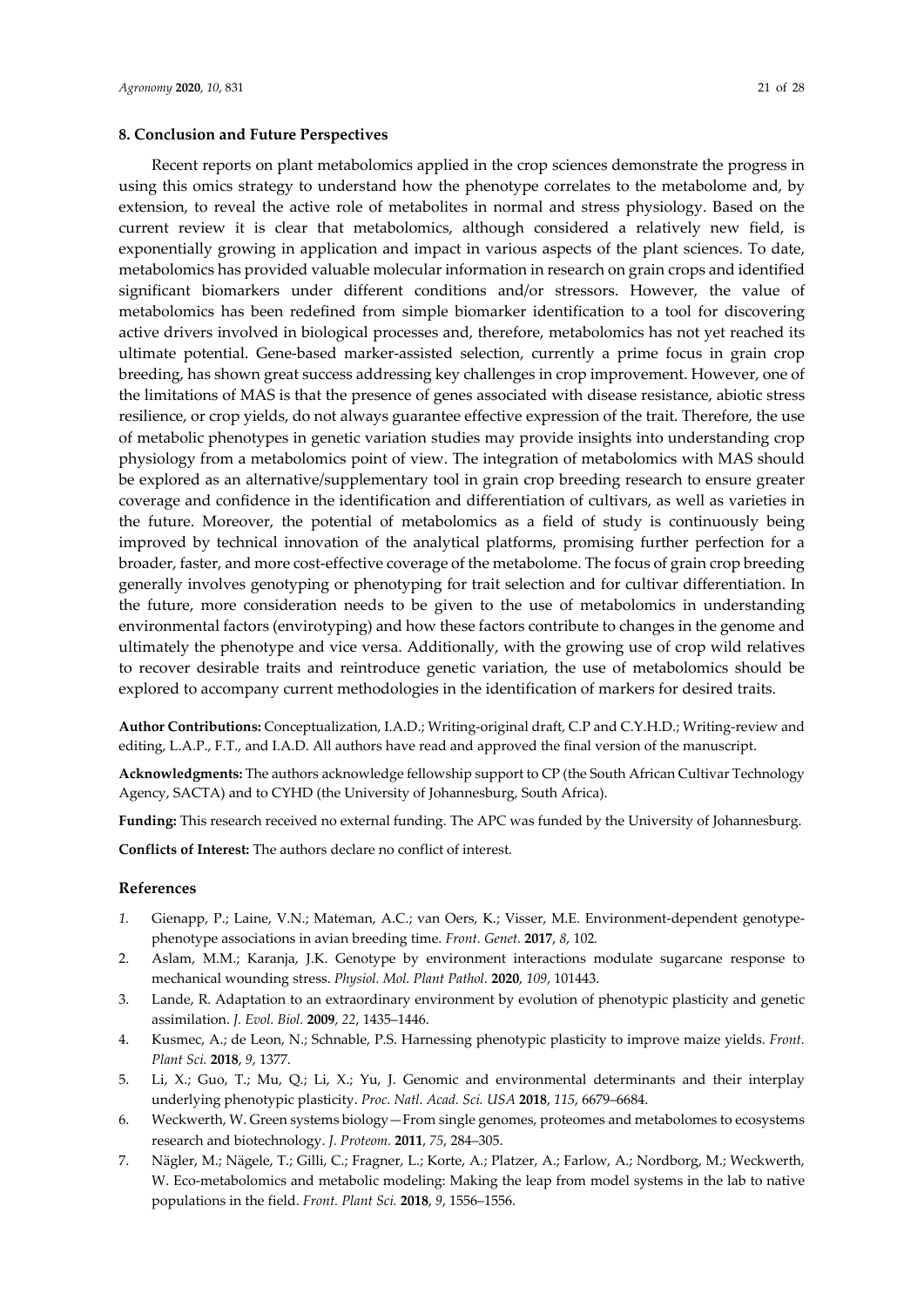## 8. Conclusion and Future Perspectives

Recent reports on plant metabolomics applied in the crop sciences demonstrate the progress in using this omics strategy to understand how the phenotype correlates to the metabolome and, by extension, to reveal the active role of metabolites in normal and stress physiology. Based on the current review it is clear that metabolomics, although considered a relatively new field, is exponentially growing in application and impact in various aspects of the plant sciences. To date, metabolomics has provided valuable molecular information in research on grain crops and identified significant biomarkers under different conditions and/or stressors. However, the value of metabolomics has been redefined from simple biomarker identification to a tool for discovering active drivers involved in biological processes and, therefore, metabolomics has not yet reached its ultimate potential. Gene-based marker-assisted selection, currently a prime focus in grain crop breeding, has shown great success addressing key challenges in crop improvement. However, one of the limitations of MAS is that the presence of genes associated with disease resistance, abiotic stress resilience, or crop yields, do not always guarantee effective expression of the trait. Therefore, the use of metabolic phenotypes in genetic variation studies may provide insights into understanding crop physiology from a metabolomics point of view. The integration of metabolomics with MAS should be explored as an alternative/supplementary tool in grain crop breeding research to ensure greater coverage and confidence in the identification and differentiation of cultivars, as well as varieties in the future. Moreover, the potential of metabolomics as a field of study is continuously being improved by technical innovation of the analytical platforms, promising further perfection for a broader, faster, and more cost-effective coverage of the metabolome. The focus of grain crop breeding generally involves genotyping or phenotyping for trait selection and for cultivar differentiation. In the future, more consideration needs to be given to the use of metabolomics in understanding environmental factors (envirotyping) and how these factors contribute to changes in the genome and ultimately the phenotype and vice versa. Additionally, with the growing use of crop wild relatives to recover desirable traits and reintroduce genetic variation, the use of metabolomics should be explored to accompany current methodologies in the identification of markers for desired traits.

**Author Contributions:** Conceptualization, I.A.D.; Writing-original draft, C.P and C.Y.H.D.; Writing-review and editing, L.A.P., F.T., and I.A.D. All authors have read and approved the final version of the manuscript.

**Acknowledgments:** The authors acknowledge fellowship support to CP (the South African Cultivar Technology Agency, SACTA) and to CYHD (the University of Johannesburg, South Africa).

**Funding:** This research received no external funding. The APC was funded by the University of Johannesburg.

**Conflicts of Interest:** The authors declare no conflict of interest.

## References

1. Gienapp, P.; Laine, V.N.; Mateman, A.C.; van Oers, K.; Visser, M.E. Environment-dependent genotype-phenotype associations in avian breeding time. *Front. Genet.* **2017**, *8*, 102.
2. Aslam, M.M.; Karanja, J.K. Genotype by environment interactions modulate sugarcane response to mechanical wounding stress. *Physiol. Mol. Plant Pathol.* **2020**, *109*, 101443.
3. Lande, R. Adaptation to an extraordinary environment by evolution of phenotypic plasticity and genetic assimilation. *J. Evol. Biol.* **2009**, *22*, 1435–1446.
4. Kusmec, A.; de Leon, N.; Schnable, P.S. Harnessing phenotypic plasticity to improve maize yields. *Front. Plant Sci.* **2018**, *9*, 1377.
5. Li, X.; Guo, T.; Mu, Q.; Li, X.; Yu, J. Genomic and environmental determinants and their interplay underlying phenotypic plasticity. *Proc. Natl. Acad. Sci. USA* **2018**, *115*, 6679–6684.
6. Weckwerth, W. Green systems biology—From single genomes, proteomes and metabolomes to ecosystems research and biotechnology. *J. Proteom.* **2011**, *75*, 284–305.
7. Nägler, M.; Nägele, T.; Gilli, C.; Fragner, L.; Korte, A.; Platzer, A.; Farlow, A.; Nordborg, M.; Weckwerth, W. Eco-metabolomics and metabolic modeling: Making the leap from model systems in the lab to native populations in the field. *Front. Plant Sci.* **2018**, *9*, 1556–1556.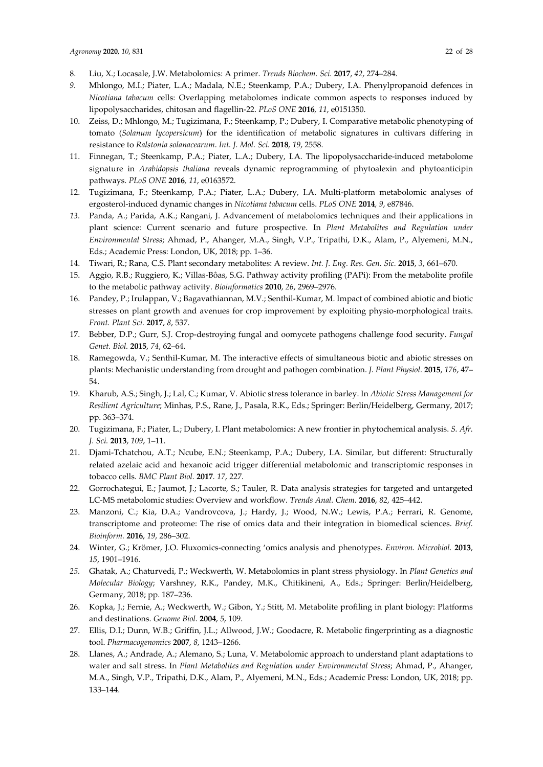8. Liu, X.; Locasale, J.W. Metabolomics: A primer. *Trends Biochem. Sci.* **2017**, *42*, 274–284.
9. Mhlongo, M.I.; Piater, L.A.; Madala, N.E.; Steenkamp, P.A.; Dubery, I.A. Phenylpropanoid defences in *Nicotiana tabacum* cells: Overlapping metabolomes indicate common aspects to responses induced by lipopolysaccharides, chitosan and flagellin-22. *PLoS ONE* **2016**, *11*, e0151350.
10. Zeiss, D.; Mhlongo, M.; Tugizimana, F.; Steenkamp, P.; Dubery, I. Comparative metabolic phenotyping of tomato (*Solanum lycopersicum*) for the identification of metabolic signatures in cultivars differing in resistance to *Ralstonia solanacearum*. *Int. J. Mol. Sci.* **2018**, *19*, 2558.
11. Finnegan, T.; Steenkamp, P.A.; Piater, L.A.; Dubery, I.A. The lipopolysaccharide-induced metabolome signature in *Arabidopsis thaliana* reveals dynamic reprogramming of phytoalexin and phytoanticipin pathways. *PLoS ONE* **2016**, *11*, e0163572.
12. Tugizimana, F.; Steenkamp, P.A.; Piater, L.A.; Dubery, I.A. Multi-platform metabolomic analyses of ergosterol-induced dynamic changes in *Nicotiana tabacum* cells. *PLoS ONE* **2014**, *9*, e87846.
13. Panda, A.; Parida, A.K.; Rangani, J. Advancement of metabolomics techniques and their applications in plant science: Current scenario and future prospective. In *Plant Metabolites and Regulation under Environmental Stress*; Ahmad, P., Ahanger, M.A., Singh, V.P., Tripathi, D.K., Alam, P., Alyemeni, M.N., Eds.; Academic Press: London, UK, 2018; pp. 1–36.
14. Tiwari, R.; Rana, C.S. Plant secondary metabolites: A review. *Int. J. Eng. Res. Gen. Sic.* **2015**, *3*, 661–670.
15. Aggio, R.B.; Ruggiero, K.; Villas-Bôas, S.G. Pathway activity profiling (PAPi): From the metabolite profile to the metabolic pathway activity. *Bioinformatics* **2010**, *26*, 2969–2976.
16. Pandey, P.; Irulappan, V.; Bagavathiannan, M.V.; Senthil-Kumar, M. Impact of combined abiotic and biotic stresses on plant growth and avenues for crop improvement by exploiting physio-morphological traits. *Front. Plant Sci.* **2017**, *8*, 537.
17. Bebber, D.P.; Gurr, S.J. Crop-destroying fungal and oomycete pathogens challenge food security. *Fungal Genet. Biol.* **2015**, *74*, 62–64.
18. Ramegowda, V.; Senthil-Kumar, M. The interactive effects of simultaneous biotic and abiotic stresses on plants: Mechanistic understanding from drought and pathogen combination. *J. Plant Physiol.* **2015**, *176*, 47–54.
19. Kharub, A.S.; Singh, J.; Lal, C.; Kumar, V. Abiotic stress tolerance in barley. In *Abiotic Stress Management for Resilient Agriculture*; Minhas, P.S., Rane, J., Pasala, R.K., Eds.; Springer: Berlin/Heidelberg, Germany, 2017; pp. 363–374.
20. Tugizimana, F.; Piater, L.; Dubery, I. Plant metabolomics: A new frontier in phytochemical analysis. *S. Afr. J. Sci.* **2013**, *109*, 1–11.
21. Djami-Tchatchou, A.T.; Ncube, E.N.; Steenkamp, P.A.; Dubery, I.A. Similar, but different: Structurally related azelaic acid and hexanoic acid trigger differential metabolomic and transcriptomic responses in tobacco cells. *BMC Plant Biol.* **2017**. *17*, 227.
22. Gorrochategui, E.; Jaumot, J.; Lacorte, S.; Tauler, R. Data analysis strategies for targeted and untargeted LC-MS metabolomic studies: Overview and workflow. *Trends Anal. Chem.* **2016**, *82*, 425–442.
23. Manzoni, C.; Kia, D.A.; Vandrovcova, J.; Hardy, J.; Wood, N.W.; Lewis, P.A.; Ferrari, R. Genome, transcriptome and proteome: The rise of omics data and their integration in biomedical sciences. *Brief. Bioinform.* **2016**, *19*, 286–302.
24. Winter, G.; Krömer, J.O. Fluxomics-connecting 'omics analysis and phenotypes. *Environ. Microbiol.* **2013**, *15*, 1901–1916.
25. Ghatak, A.; Chaturvedi, P.; Weckwerth, W. Metabolomics in plant stress physiology. In *Plant Genetics and Molecular Biology*; Varshney, R.K., Pandey, M.K., Chitikineni, A., Eds.; Springer: Berlin/Heidelberg, Germany, 2018; pp. 187–236.
26. Kopka, J.; Fernie, A.; Weckwerth, W.; Gibon, Y.; Stitt, M. Metabolite profiling in plant biology: Platforms and destinations. *Genome Biol.* **2004**, *5*, 109.
27. Ellis, D.I.; Dunn, W.B.; Griffin, J.L.; Allwood, J.W.; Goodacre, R. Metabolic fingerprinting as a diagnostic tool. *Pharmacogenomics* **2007**, *8*, 1243–1266.
28. Llanes, A.; Andrade, A.; Alemano, S.; Luna, V. Metabolomic approach to understand plant adaptations to water and salt stress. In *Plant Metabolites and Regulation under Environmental Stress*; Ahmad, P., Ahanger, M.A., Singh, V.P., Tripathi, D.K., Alam, P., Alyemeni, M.N., Eds.; Academic Press: London, UK, 2018; pp. 133–144.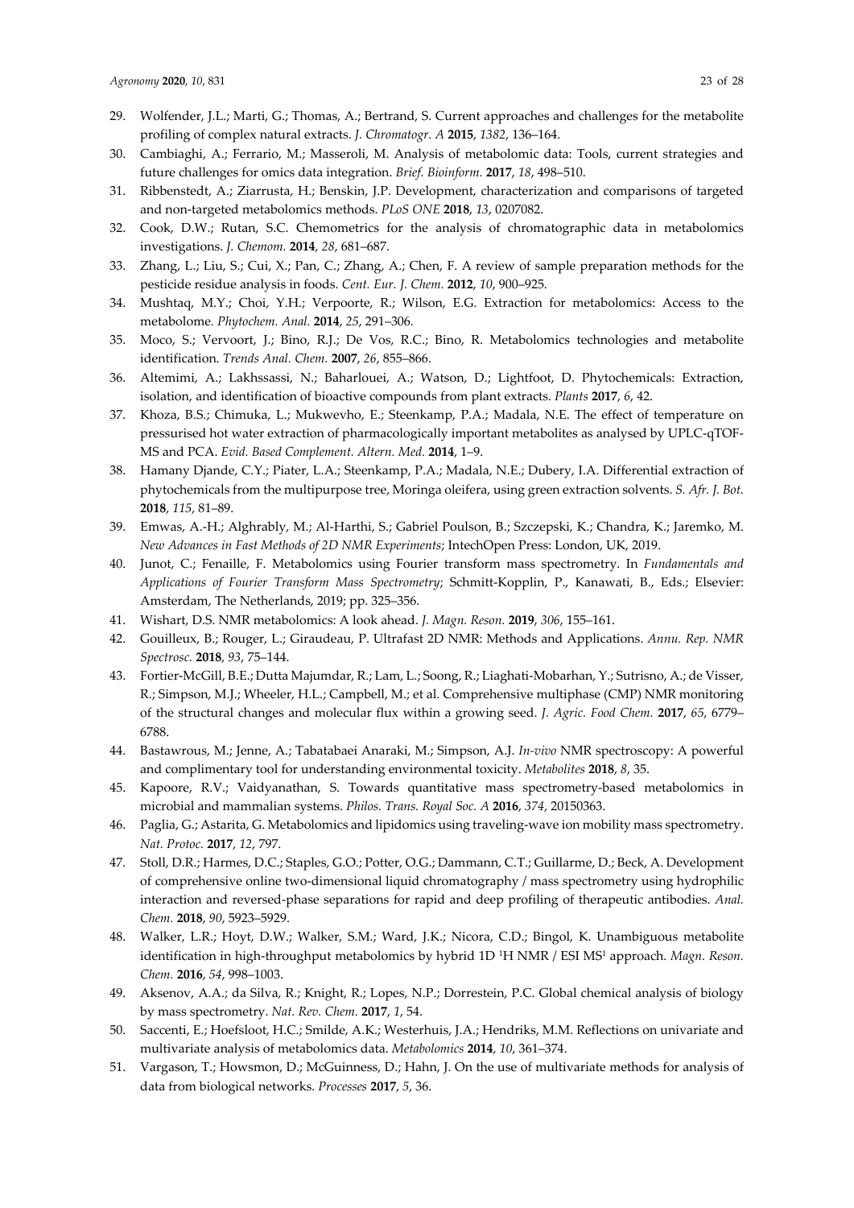29. Wolfender, J.L.; Marti, G.; Thomas, A.; Bertrand, S. Current approaches and challenges for the metabolite profiling of complex natural extracts. *J. Chromatogr. A* **2015**, *1382*, 136–164.
30. Cambiaghi, A.; Ferrario, M.; Masseroli, M. Analysis of metabolomic data: Tools, current strategies and future challenges for omics data integration. *Brief. Bioinform.* **2017**, *18*, 498–510.
31. Ribbenstedt, A.; Ziarrusta, H.; Benskin, J.P. Development, characterization and comparisons of targeted and non-targeted metabolomics methods. *PLoS ONE* **2018**, *13*, 0207082.
32. Cook, D.W.; Rutan, S.C. Chemometrics for the analysis of chromatographic data in metabolomics investigations. *J. Chemom.* **2014**, *28*, 681–687.
33. Zhang, L.; Liu, S.; Cui, X.; Pan, C.; Zhang, A.; Chen, F. A review of sample preparation methods for the pesticide residue analysis in foods. *Cent. Eur. J. Chem.* **2012**, *10*, 900–925.
34. Mushtaq, M.Y.; Choi, Y.H.; Verpoorte, R.; Wilson, E.G. Extraction for metabolomics: Access to the metabolome. *Phytochem. Anal.* **2014**, *25*, 291–306.
35. Moco, S.; Vervoort, J.; Bino, R.J.; De Vos, R.C.; Bino, R. Metabolomics technologies and metabolite identification. *Trends Anal. Chem.* **2007**, *26*, 855–866.
36. Altemimi, A.; Lakhssassi, N.; Baharlouei, A.; Watson, D.; Lightfoot, D. Phytochemicals: Extraction, isolation, and identification of bioactive compounds from plant extracts. *Plants* **2017**, *6*, 42.
37. Khoza, B.S.; Chimuka, L.; Mukwevho, E.; Steenkamp, P.A.; Madala, N.E. The effect of temperature on pressurised hot water extraction of pharmacologically important metabolites as analysed by UPLC-qTOF-MS and PCA. *Evid. Based Complement. Altern. Med.* **2014**, 1–9.
38. Hamany Djande, C.Y.; Piater, L.A.; Steenkamp, P.A.; Madala, N.E.; Dubery, I.A. Differential extraction of phytochemicals from the multipurpose tree, Moringa oleifera, using green extraction solvents. *S. Afr. J. Bot.* **2018**, *115*, 81–89.
39. Emwas, A.-H.; Alghrably, M.; Al-Harthi, S.; Gabriel Poulson, B.; Szczepski, K.; Chandra, K.; Jaremko, M. *New Advances in Fast Methods of 2D NMR Experiments*; IntechOpen Press: London, UK, 2019.
40. Junot, C.; Fenaille, F. Metabolomics using Fourier transform mass spectrometry. In *Fundamentals and Applications of Fourier Transform Mass Spectrometry*; Schmitt-Kopplin, P., Kanawati, B., Eds.; Elsevier: Amsterdam, The Netherlands, 2019; pp. 325–356.
41. Wishart, D.S. NMR metabolomics: A look ahead. *J. Magn. Reson.* **2019**, *306*, 155–161.
42. Gouilleux, B.; Rouger, L.; Giraudeau, P. Ultrafast 2D NMR: Methods and Applications. *Annu. Rep. NMR Spectrosc.* **2018**, *93*, 75–144.
43. Fortier-McGill, B.E.; Dutta Majumdar, R.; Lam, L.; Soong, R.; Liaghati-Mobarhan, Y.; Sutrisno, A.; de Visser, R.; Simpson, M.J.; Wheeler, H.L.; Campbell, M.; et al. Comprehensive multiphase (CMP) NMR monitoring of the structural changes and molecular flux within a growing seed. *J. Agric. Food Chem.* **2017**, *65*, 6779–6788.
44. Bastawrous, M.; Jenne, A.; Tabatabaei Anaraki, M.; Simpson, A.J. *In-vivo* NMR spectroscopy: A powerful and complimentary tool for understanding environmental toxicity. *Metabolites* **2018**, *8*, 35.
45. Kapoore, R.V.; Vaidyanathan, S. Towards quantitative mass spectrometry-based metabolomics in microbial and mammalian systems. *Philos. Trans. Royal Soc. A* **2016**, *374*, 20150363.
46. Paglia, G.; Astarita, G. Metabolomics and lipidomics using traveling-wave ion mobility mass spectrometry. *Nat. Protoc.* **2017**, *12*, 797.
47. Stoll, D.R.; Harmes, D.C.; Staples, G.O.; Potter, O.G.; Dammann, C.T.; Guillarme, D.; Beck, A. Development of comprehensive online two-dimensional liquid chromatography / mass spectrometry using hydrophilic interaction and reversed-phase separations for rapid and deep profiling of therapeutic antibodies. *Anal. Chem.* **2018**, *90*, 5923–5929.
48. Walker, L.R.; Hoyt, D.W.; Walker, S.M.; Ward, J.K.; Nicora, C.D.; Bingol, K. Unambiguous metabolite identification in high-throughput metabolomics by hybrid 1D $^{1}$H NMR / ESI MS[1] approach. *Magn. Reson. Chem.* **2016**, *54*, 998–1003.
49. Aksenov, A.A.; da Silva, R.; Knight, R.; Lopes, N.P.; Dorrestein, P.C. Global chemical analysis of biology by mass spectrometry. *Nat. Rev. Chem.* **2017**, *1*, 54.
50. Saccenti, E.; Hoefsloot, H.C.; Smilde, A.K.; Westerhuis, J.A.; Hendriks, M.M. Reflections on univariate and multivariate analysis of metabolomics data. *Metabolomics* **2014**, *10*, 361–374.
51. Vargason, T.; Howsmon, D.; McGuinness, D.; Hahn, J. On the use of multivariate methods for analysis of data from biological networks. *Processes* **2017**, *5*, 36.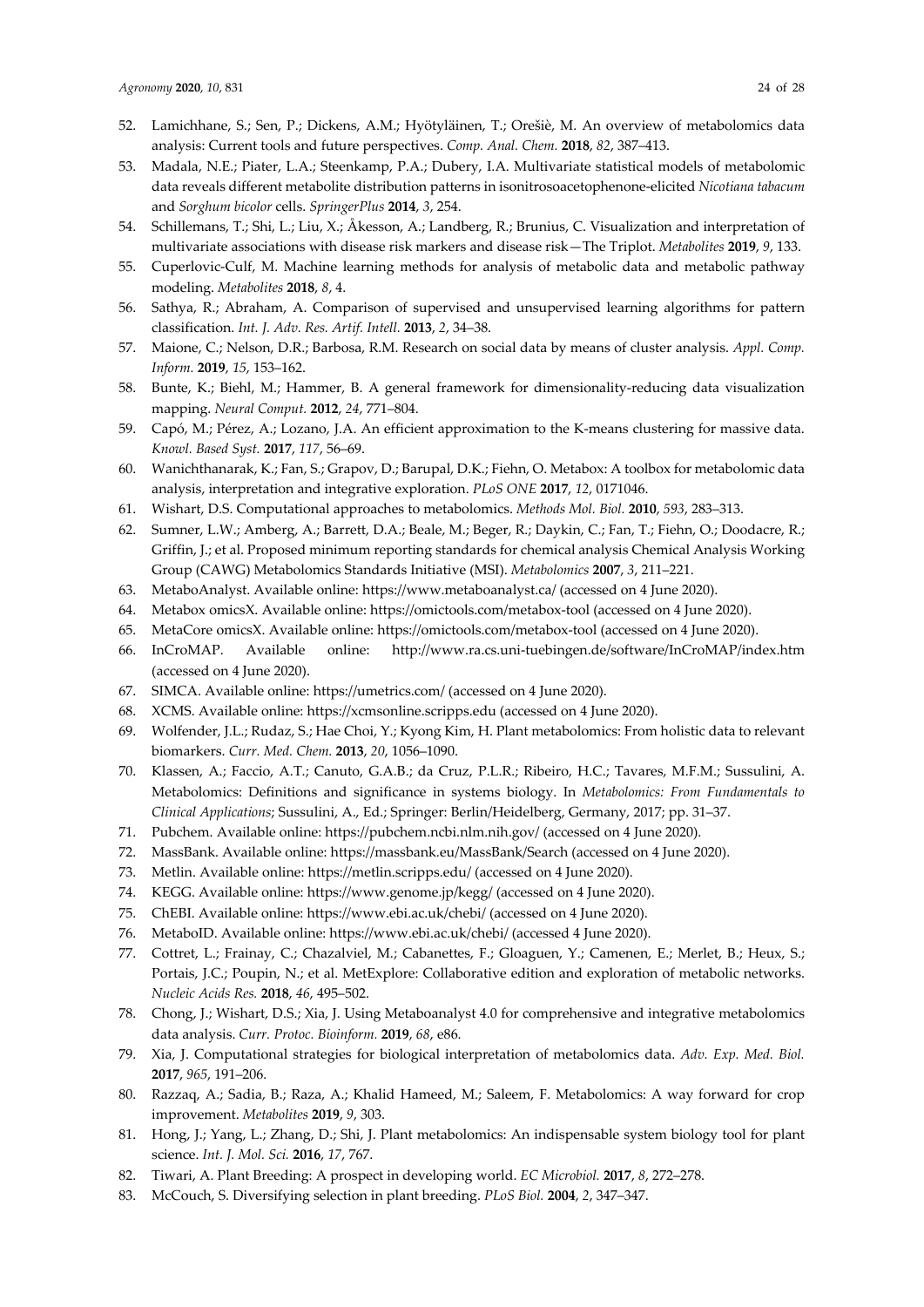52. Lamichhane, S.; Sen, P.; Dickens, A.M.; Hyötyläinen, T.; Orešiè, M. An overview of metabolomics data analysis: Current tools and future perspectives. *Comp. Anal. Chem.* **2018**, *82*, 387–413.
53. Madala, N.E.; Piater, L.A.; Steenkamp, P.A.; Dubery, I.A. Multivariate statistical models of metabolomic data reveals different metabolite distribution patterns in isonitrosoacetophenone-elicited *Nicotiana tabacum* and *Sorghum bicolor* cells. *SpringerPlus* **2014**, *3*, 254.
54. Schillemans, T.; Shi, L.; Liu, X.; Åkesson, A.; Landberg, R.; Brunius, C. Visualization and interpretation of multivariate associations with disease risk markers and disease risk—The Triplot. *Metabolites* **2019**, *9*, 133.
55. Cuperlovic-Culf, M. Machine learning methods for analysis of metabolic data and metabolic pathway modeling. *Metabolites* **2018**, *8*, 4.
56. Sathya, R.; Abraham, A. Comparison of supervised and unsupervised learning algorithms for pattern classification. *Int. J. Adv. Res. Artif. Intell.* **2013**, *2*, 34–38.
57. Maione, C.; Nelson, D.R.; Barbosa, R.M. Research on social data by means of cluster analysis. *Appl. Comp. Inform.* **2019**, *15*, 153–162.
58. Bunte, K.; Biehl, M.; Hammer, B. A general framework for dimensionality-reducing data visualization mapping. *Neural Comput.* **2012**, *24*, 771–804.
59. Capó, M.; Pérez, A.; Lozano, J.A. An efficient approximation to the K-means clustering for massive data. *Knowl. Based Syst.* **2017**, *117*, 56–69.
60. Wanichthanarak, K.; Fan, S.; Grapov, D.; Barupal, D.K.; Fiehn, O. Metabox: A toolbox for metabolomic data analysis, interpretation and integrative exploration. *PLoS ONE* **2017**, *12*, 0171046.
61. Wishart, D.S. Computational approaches to metabolomics. *Methods Mol. Biol.* **2010**, *593*, 283–313.
62. Sumner, L.W.; Amberg, A.; Barrett, D.A.; Beale, M.; Beger, R.; Daykin, C.; Fan, T.; Fiehn, O.; Doodacre, R.; Griffin, J.; et al. Proposed minimum reporting standards for chemical analysis Chemical Analysis Working Group (CAWG) Metabolomics Standards Initiative (MSI). *Metabolomics* **2007**, *3*, 211–221.
63. MetaboAnalyst. Available online: https://www.metaboanalyst.ca/ (accessed on 4 June 2020).
64. Metabox omicsX. Available online: https://omictools.com/metabox-tool (accessed on 4 June 2020).
65. MetaCore omicsX. Available online: https://omictools.com/metabox-tool (accessed on 4 June 2020).
66. InCroMAP. Available online: http://www.ra.cs.uni-tuebingen.de/software/InCroMAP/index.htm (accessed on 4 June 2020).
67. SIMCA. Available online: https://umetrics.com/ (accessed on 4 June 2020).
68. XCMS. Available online: https://xcmsonline.scripps.edu (accessed on 4 June 2020).
69. Wolfender, J.L.; Rudaz, S.; Hae Choi, Y.; Kyong Kim, H. Plant metabolomics: From holistic data to relevant biomarkers. *Curr. Med. Chem.* **2013**, *20*, 1056–1090.
70. Klassen, A.; Faccio, A.T.; Canuto, G.A.B.; da Cruz, P.L.R.; Ribeiro, H.C.; Tavares, M.F.M.; Sussulini, A. Metabolomics: Definitions and significance in systems biology. In *Metabolomics: From Fundamentals to Clinical Applications*; Sussulini, A., Ed.; Springer: Berlin/Heidelberg, Germany, 2017; pp. 31–37.
71. Pubchem. Available online: https://pubchem.ncbi.nlm.nih.gov/ (accessed on 4 June 2020).
72. MassBank. Available online: https://massbank.eu/MassBank/Search (accessed on 4 June 2020).
73. Metlin. Available online: https://metlin.scripps.edu/ (accessed on 4 June 2020).
74. KEGG. Available online: https://www.genome.jp/kegg/ (accessed on 4 June 2020).
75. ChEBI. Available online: https://www.ebi.ac.uk/chebi/ (accessed on 4 June 2020).
76. MetaboID. Available online: https://www.ebi.ac.uk/chebi/ (accessed 4 June 2020).
77. Cottret, L.; Frainay, C.; Chazalviel, M.; Cabanettes, F.; Gloaguen, Y.; Camenen, E.; Merlet, B.; Heux, S.; Portais, J.C.; Poupin, N.; et al. MetExplore: Collaborative edition and exploration of metabolic networks. *Nucleic Acids Res.* **2018**, *46*, 495–502.
78. Chong, J.; Wishart, D.S.; Xia, J. Using Metaboanalyst 4.0 for comprehensive and integrative metabolomics data analysis. *Curr. Protoc. Bioinform.* **2019**, *68*, e86.
79. Xia, J. Computational strategies for biological interpretation of metabolomics data. *Adv. Exp. Med. Biol.* **2017**, *965*, 191–206.
80. Razzaq, A.; Sadia, B.; Raza, A.; Khalid Hameed, M.; Saleem, F. Metabolomics: A way forward for crop improvement. *Metabolites* **2019**, *9*, 303.
81. Hong, J.; Yang, L.; Zhang, D.; Shi, J. Plant metabolomics: An indispensable system biology tool for plant science. *Int. J. Mol. Sci.* **2016**, *17*, 767.
82. Tiwari, A. Plant Breeding: A prospect in developing world. *EC Microbiol.* **2017**, *8*, 272–278.
83. McCouch, S. Diversifying selection in plant breeding. *PLoS Biol.* **2004**, *2*, 347–347.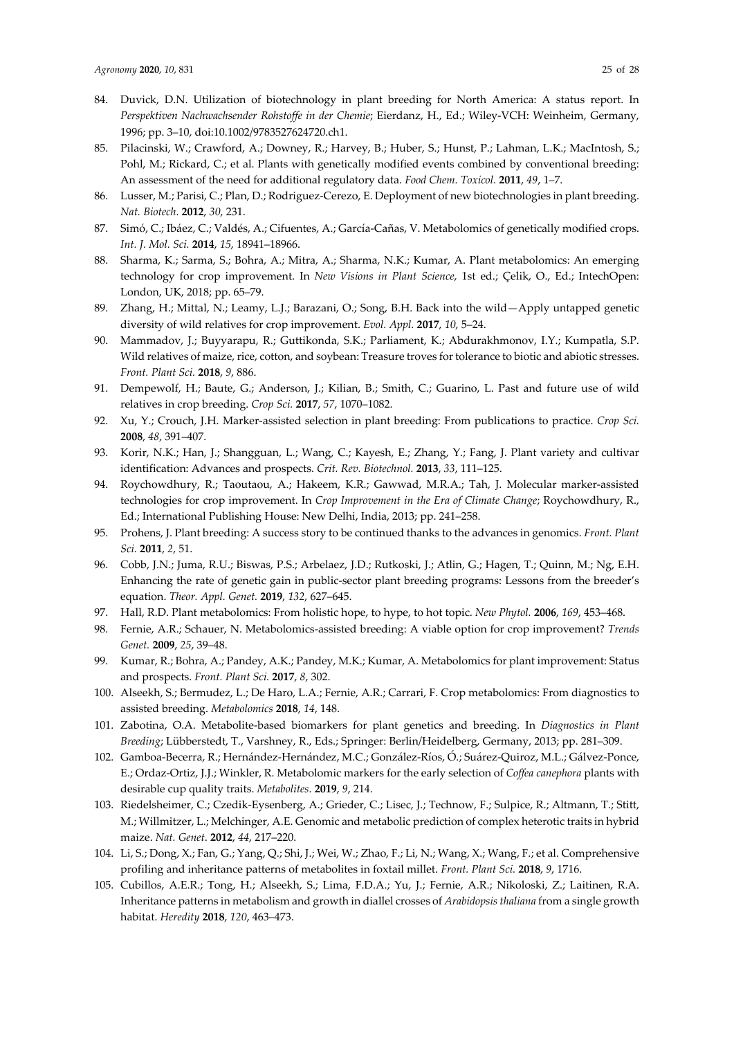84. Duvick, D.N. Utilization of biotechnology in plant breeding for North America: A status report. In *Perspektiven Nachwachsender Rohstoffe in der Chemie*; Eierdanz, H., Ed.; Wiley-VCH: Weinheim, Germany, 1996; pp. 3–10, doi:10.1002/9783527624720.ch1.
85. Pilacinski, W.; Crawford, A.; Downey, R.; Harvey, B.; Huber, S.; Hunst, P.; Lahman, L.K.; MacIntosh, S.; Pohl, M.; Rickard, C.; et al. Plants with genetically modified events combined by conventional breeding: An assessment of the need for additional regulatory data. *Food Chem. Toxicol.* **2011**, *49*, 1–7.
86. Lusser, M.; Parisi, C.; Plan, D.; Rodriguez-Cerezo, E. Deployment of new biotechnologies in plant breeding. *Nat. Biotech.* **2012**, *30*, 231.
87. Simó, C.; Ibáez, C.; Valdés, A.; Cifuentes, A.; García-Cañas, V. Metabolomics of genetically modified crops. *Int. J. Mol. Sci.* **2014**, *15*, 18941–18966.
88. Sharma, K.; Sarma, S.; Bohra, A.; Mitra, A.; Sharma, N.K.; Kumar, A. Plant metabolomics: An emerging technology for crop improvement. In *New Visions in Plant Science*, 1st ed.; Çelik, O., Ed.; IntechOpen: London, UK, 2018; pp. 65–79.
89. Zhang, H.; Mittal, N.; Leamy, L.J.; Barazani, O.; Song, B.H. Back into the wild—Apply untapped genetic diversity of wild relatives for crop improvement. *Evol. Appl.* **2017**, *10*, 5–24.
90. Mammadov, J.; Buyyarapu, R.; Guttikonda, S.K.; Parliament, K.; Abdurakhmonov, I.Y.; Kumpatla, S.P. Wild relatives of maize, rice, cotton, and soybean: Treasure troves for tolerance to biotic and abiotic stresses. *Front. Plant Sci.* **2018**, *9*, 886.
91. Dempewolf, H.; Baute, G.; Anderson, J.; Kilian, B.; Smith, C.; Guarino, L. Past and future use of wild relatives in crop breeding. *Crop Sci.* **2017**, *57*, 1070–1082.
92. Xu, Y.; Crouch, J.H. Marker-assisted selection in plant breeding: From publications to practice. *Crop Sci.* **2008**, *48*, 391–407.
93. Korir, N.K.; Han, J.; Shangguan, L.; Wang, C.; Kayesh, E.; Zhang, Y.; Fang, J. Plant variety and cultivar identification: Advances and prospects. *Crit. Rev. Biotechnol.* **2013**, *33*, 111–125.
94. Roychowdhury, R.; Taoutaou, A.; Hakeem, K.R.; Gawwad, M.R.A.; Tah, J. Molecular marker-assisted technologies for crop improvement. In *Crop Improvement in the Era of Climate Change*; Roychowdhury, R., Ed.; International Publishing House: New Delhi, India, 2013; pp. 241–258.
95. Prohens, J. Plant breeding: A success story to be continued thanks to the advances in genomics. *Front. Plant Sci.* **2011**, *2*, 51.
96. Cobb, J.N.; Juma, R.U.; Biswas, P.S.; Arbelaez, J.D.; Rutkoski, J.; Atlin, G.; Hagen, T.; Quinn, M.; Ng, E.H. Enhancing the rate of genetic gain in public-sector plant breeding programs: Lessons from the breeder's equation. *Theor. Appl. Genet.* **2019**, *132*, 627–645.
97. Hall, R.D. Plant metabolomics: From holistic hope, to hype, to hot topic. *New Phytol.* **2006**, *169*, 453–468.
98. Fernie, A.R.; Schauer, N. Metabolomics-assisted breeding: A viable option for crop improvement? *Trends Genet.* **2009**, *25*, 39–48.
99. Kumar, R.; Bohra, A.; Pandey, A.K.; Pandey, M.K.; Kumar, A. Metabolomics for plant improvement: Status and prospects. *Front. Plant Sci.* **2017**, *8*, 302.
100. Alseekh, S.; Bermudez, L.; De Haro, L.A.; Fernie, A.R.; Carrari, F. Crop metabolomics: From diagnostics to assisted breeding. *Metabolomics* **2018**, *14*, 148.
101. Zabotina, O.A. Metabolite-based biomarkers for plant genetics and breeding. In *Diagnostics in Plant Breeding*; Lübberstedt, T., Varshney, R., Eds.; Springer: Berlin/Heidelberg, Germany, 2013; pp. 281–309.
102. Gamboa-Becerra, R.; Hernández-Hernández, M.C.; González-Ríos, Ó.; Suárez-Quiroz, M.L.; Gálvez-Ponce, E.; Ordaz-Ortiz, J.J.; Winkler, R. Metabolomic markers for the early selection of *Coffea canephora* plants with desirable cup quality traits. *Metabolites.* **2019**, *9*, 214.
103. Riedelsheimer, C.; Czedik-Eysenberg, A.; Grieder, C.; Lisec, J.; Technow, F.; Sulpice, R.; Altmann, T.; Stitt, M.; Willmitzer, L.; Melchinger, A.E. Genomic and metabolic prediction of complex heterotic traits in hybrid maize. *Nat. Genet.* **2012**, *44*, 217–220.
104. Li, S.; Dong, X.; Fan, G.; Yang, Q.; Shi, J.; Wei, W.; Zhao, F.; Li, N.; Wang, X.; Wang, F.; et al. Comprehensive profiling and inheritance patterns of metabolites in foxtail millet. *Front. Plant Sci.* **2018**, *9*, 1716.
105. Cubillos, A.E.R.; Tong, H.; Alseekh, S.; Lima, F.D.A.; Yu, J.; Fernie, A.R.; Nikoloski, Z.; Laitinen, R.A. Inheritance patterns in metabolism and growth in diallel crosses of *Arabidopsis thaliana* from a single growth habitat. *Heredity* **2018**, *120*, 463–473.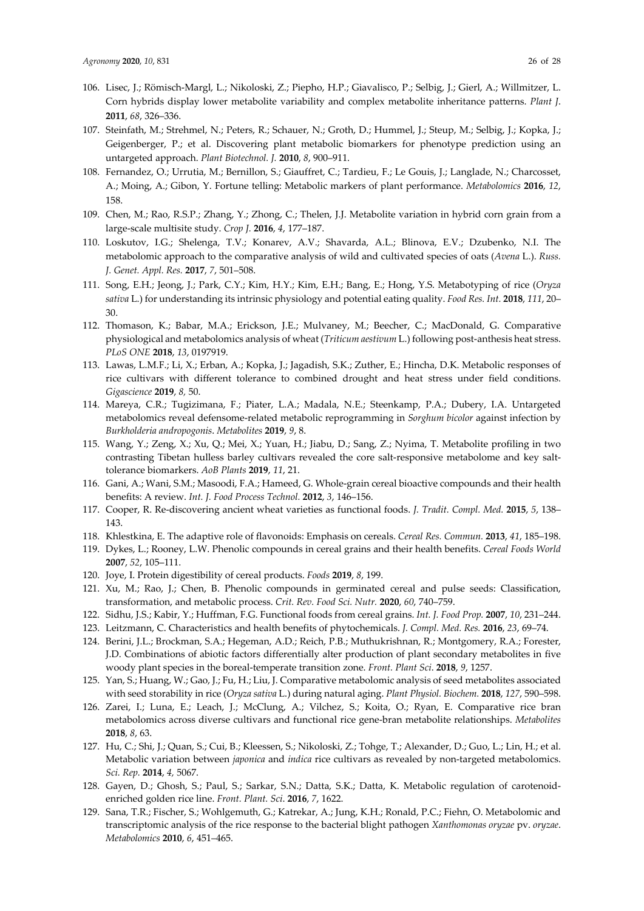106. Lisec, J.; Römisch-Margl, L.; Nikoloski, Z.; Piepho, H.P.; Giavalisco, P.; Selbig, J.; Gierl, A.; Willmitzer, L. Corn hybrids display lower metabolite variability and complex metabolite inheritance patterns. *Plant J.* **2011**, *68*, 326–336.
107. Steinfath, M.; Strehmel, N.; Peters, R.; Schauer, N.; Groth, D.; Hummel, J.; Steup, M.; Selbig, J.; Kopka, J.; Geigenberger, P.; et al. Discovering plant metabolic biomarkers for phenotype prediction using an untargeted approach. *Plant Biotechnol. J.* **2010**, *8*, 900–911.
108. Fernandez, O.; Urrutia, M.; Bernillon, S.; Giauffret, C.; Tardieu, F.; Le Gouis, J.; Langlade, N.; Charcosset, A.; Moing, A.; Gibon, Y. Fortune telling: Metabolic markers of plant performance. *Metabolomics* **2016**, *12*, 158.
109. Chen, M.; Rao, R.S.P.; Zhang, Y.; Zhong, C.; Thelen, J.J. Metabolite variation in hybrid corn grain from a large-scale multisite study. *Crop J.* **2016**, *4*, 177–187.
110. Loskutov, I.G.; Shelenga, T.V.; Konarev, A.V.; Shavarda, A.L.; Blinova, E.V.; Dzubenko, N.I. The metabolomic approach to the comparative analysis of wild and cultivated species of oats (*Avena* L.). *Russ. J. Genet. Appl. Res.* **2017**, *7*, 501–508.
111. Song, E.H.; Jeong, J.; Park, C.Y.; Kim, H.Y.; Kim, E.H.; Bang, E.; Hong, Y.S. Metabotyping of rice (*Oryza sativa* L.) for understanding its intrinsic physiology and potential eating quality. *Food Res. Int.* **2018**, *111*, 20–30.
112. Thomason, K.; Babar, M.A.; Erickson, J.E.; Mulvaney, M.; Beecher, C.; MacDonald, G. Comparative physiological and metabolomics analysis of wheat (*Triticum aestivum* L.) following post-anthesis heat stress. *PLoS ONE* **2018**, *13*, 0197919.
113. Lawas, L.M.F.; Li, X.; Erban, A.; Kopka, J.; Jagadish, S.K.; Zuther, E.; Hincha, D.K. Metabolic responses of rice cultivars with different tolerance to combined drought and heat stress under field conditions. *Gigascience* **2019**, *8,* 50.
114. Mareya, C.R.; Tugizimana, F.; Piater, L.A.; Madala, N.E.; Steenkamp, P.A.; Dubery, I.A. Untargeted metabolomics reveal defensome-related metabolic reprogramming in *Sorghum bicolor* against infection by *Burkholderia andropogonis*. *Metabolites* **2019**, *9*, 8.
115. Wang, Y.; Zeng, X.; Xu, Q.; Mei, X.; Yuan, H.; Jiabu, D.; Sang, Z.; Nyima, T. Metabolite profiling in two contrasting Tibetan hulless barley cultivars revealed the core salt-responsive metabolome and key salt-tolerance biomarkers. *AoB Plants* **2019**, *11*, 21.
116. Gani, A.; Wani, S.M.; Masoodi, F.A.; Hameed, G. Whole-grain cereal bioactive compounds and their health benefits: A review. *Int. J. Food Process Technol.* **2012**, *3*, 146–156.
117. Cooper, R. Re-discovering ancient wheat varieties as functional foods. *J. Tradit. Compl. Med.* **2015**, *5*, 138–143.
118. Khlestkina, E. The adaptive role of flavonoids: Emphasis on cereals. *Cereal Res. Commun.* **2013**, *41*, 185–198.
119. Dykes, L.; Rooney, L.W. Phenolic compounds in cereal grains and their health benefits. *Cereal Foods World* **2007**, *52*, 105–111.
120. Joye, I. Protein digestibility of cereal products. *Foods* **2019**, *8*, 199.
121. Xu, M.; Rao, J.; Chen, B. Phenolic compounds in germinated cereal and pulse seeds: Classification, transformation, and metabolic process. *Crit. Rev. Food Sci. Nutr.* **2020**, *60*, 740–759.
122. Sidhu, J.S.; Kabir, Y.; Huffman, F.G. Functional foods from cereal grains. *Int. J. Food Prop.* **2007**, *10*, 231–244.
123. Leitzmann, C. Characteristics and health benefits of phytochemicals. *J. Compl. Med. Res.* **2016**, *23*, 69–74.
124. Berini, J.L.; Brockman, S.A.; Hegeman, A.D.; Reich, P.B.; Muthukrishnan, R.; Montgomery, R.A.; Forester, J.D. Combinations of abiotic factors differentially alter production of plant secondary metabolites in five woody plant species in the boreal-temperate transition zone. *Front. Plant Sci.* **2018**, *9*, 1257.
125. Yan, S.; Huang, W.; Gao, J.; Fu, H.; Liu, J. Comparative metabolomic analysis of seed metabolites associated with seed storability in rice (*Oryza sativa* L.) during natural aging. *Plant Physiol. Biochem.* **2018**, *127*, 590–598.
126. Zarei, I.; Luna, E.; Leach, J.; McClung, A.; Vilchez, S.; Koita, O.; Ryan, E. Comparative rice bran metabolomics across diverse cultivars and functional rice gene-bran metabolite relationships. *Metabolites* **2018**, *8*, 63.
127. Hu, C.; Shi, J.; Quan, S.; Cui, B.; Kleessen, S.; Nikoloski, Z.; Tohge, T.; Alexander, D.; Guo, L.; Lin, H.; et al. Metabolic variation between *japonica* and *indica* rice cultivars as revealed by non-targeted metabolomics. *Sci. Rep.* **2014**, *4,* 5067.
128. Gayen, D.; Ghosh, S.; Paul, S.; Sarkar, S.N.; Datta, S.K.; Datta, K. Metabolic regulation of carotenoid-enriched golden rice line. *Front. Plant. Sci.* **2016**, *7*, 1622.
129. Sana, T.R.; Fischer, S.; Wohlgemuth, G.; Katrekar, A.; Jung, K.H.; Ronald, P.C.; Fiehn, O. Metabolomic and transcriptomic analysis of the rice response to the bacterial blight pathogen *Xanthomonas oryzae* pv. *oryzae*. *Metabolomics* **2010**, *6*, 451–465.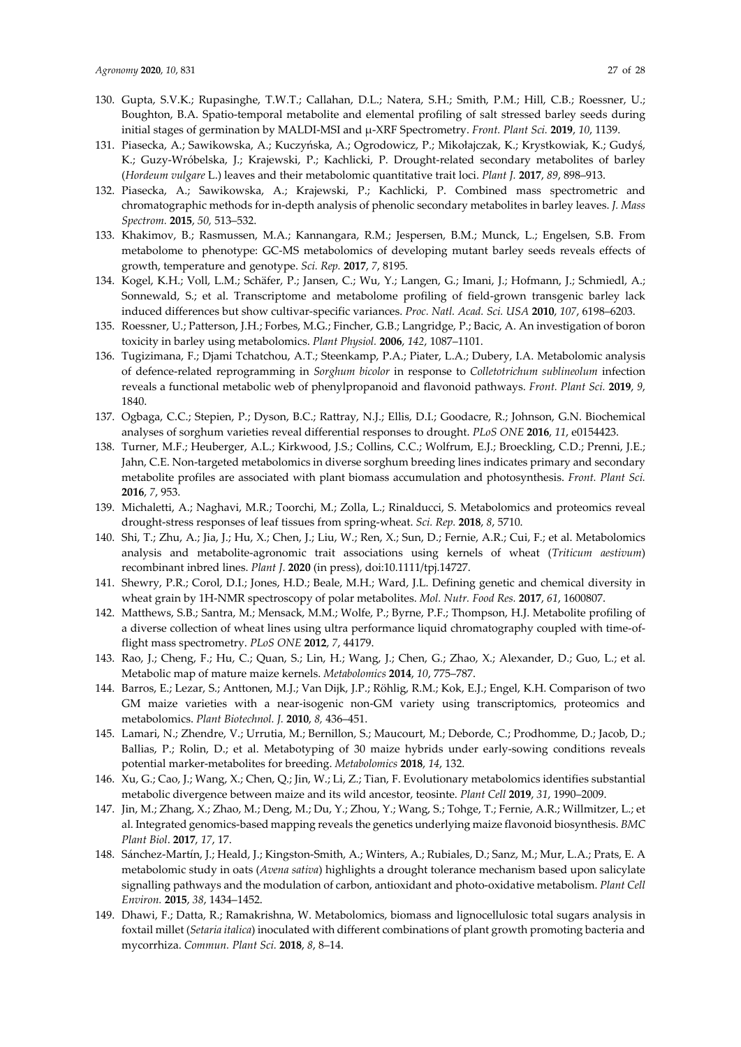130. Gupta, S.V.K.; Rupasinghe, T.W.T.; Callahan, D.L.; Natera, S.H.; Smith, P.M.; Hill, C.B.; Roessner, U.; Boughton, B.A. Spatio-temporal metabolite and elemental profiling of salt stressed barley seeds during initial stages of germination by MALDI-MSI and µ-XRF Spectrometry. *Front. Plant Sci.* **2019**, *10*, 1139.
131. Piasecka, A.; Sawikowska, A.; Kuczyńska, A.; Ogrodowicz, P.; Mikołajczak, K.; Krystkowiak, K.; Gudyś, K.; Guzy-Wróbelska, J.; Krajewski, P.; Kachlicki, P. Drought-related secondary metabolites of barley (*Hordeum vulgare* L.) leaves and their metabolomic quantitative trait loci. *Plant J.* **2017**, *89*, 898–913.
132. Piasecka, A.; Sawikowska, A.; Krajewski, P.; Kachlicki, P. Combined mass spectrometric and chromatographic methods for in-depth analysis of phenolic secondary metabolites in barley leaves. *J. Mass Spectrom.* **2015**, *50*, 513–532.
133. Khakimov, B.; Rasmussen, M.A.; Kannangara, R.M.; Jespersen, B.M.; Munck, L.; Engelsen, S.B. From metabolome to phenotype: GC-MS metabolomics of developing mutant barley seeds reveals effects of growth, temperature and genotype. *Sci. Rep.* **2017**, *7*, 8195.
134. Kogel, K.H.; Voll, L.M.; Schäfer, P.; Jansen, C.; Wu, Y.; Langen, G.; Imani, J.; Hofmann, J.; Schmiedl, A.; Sonnewald, S.; et al. Transcriptome and metabolome profiling of field-grown transgenic barley lack induced differences but show cultivar-specific variances. *Proc. Natl. Acad. Sci. USA* **2010**, *107*, 6198–6203.
135. Roessner, U.; Patterson, J.H.; Forbes, M.G.; Fincher, G.B.; Langridge, P.; Bacic, A. An investigation of boron toxicity in barley using metabolomics. *Plant Physiol.* **2006**, *142*, 1087–1101.
136. Tugizimana, F.; Djami Tchatchou, A.T.; Steenkamp, P.A.; Piater, L.A.; Dubery, I.A. Metabolomic analysis of defence-related reprogramming in *Sorghum bicolor* in response to *Colletotrichum sublineolum* infection reveals a functional metabolic web of phenylpropanoid and flavonoid pathways. *Front. Plant Sci.* **2019**, *9*, 1840.
137. Ogbaga, C.C.; Stepien, P.; Dyson, B.C.; Rattray, N.J.; Ellis, D.I.; Goodacre, R.; Johnson, G.N. Biochemical analyses of sorghum varieties reveal differential responses to drought. *PLoS ONE* **2016**, *11*, e0154423.
138. Turner, M.F.; Heuberger, A.L.; Kirkwood, J.S.; Collins, C.C.; Wolfrum, E.J.; Broeckling, C.D.; Prenni, J.E.; Jahn, C.E. Non-targeted metabolomics in diverse sorghum breeding lines indicates primary and secondary metabolite profiles are associated with plant biomass accumulation and photosynthesis. *Front. Plant Sci.* **2016**, *7*, 953.
139. Michaletti, A.; Naghavi, M.R.; Toorchi, M.; Zolla, L.; Rinalducci, S. Metabolomics and proteomics reveal drought-stress responses of leaf tissues from spring-wheat. *Sci. Rep.* **2018**, *8*, 5710.
140. Shi, T.; Zhu, A.; Jia, J.; Hu, X.; Chen, J.; Liu, W.; Ren, X.; Sun, D.; Fernie, A.R.; Cui, F.; et al. Metabolomics analysis and metabolite-agronomic trait associations using kernels of wheat (*Triticum aestivum*) recombinant inbred lines. *Plant J.* **2020** (in press), doi:10.1111/tpj.14727.
141. Shewry, P.R.; Corol, D.I.; Jones, H.D.; Beale, M.H.; Ward, J.L. Defining genetic and chemical diversity in wheat grain by 1H-NMR spectroscopy of polar metabolites. *Mol. Nutr. Food Res.* **2017**, *61*, 1600807.
142. Matthews, S.B.; Santra, M.; Mensack, M.M.; Wolfe, P.; Byrne, P.F.; Thompson, H.J. Metabolite profiling of a diverse collection of wheat lines using ultra performance liquid chromatography coupled with time-of-flight mass spectrometry. *PLoS ONE* **2012**, *7*, 44179.
143. Rao, J.; Cheng, F.; Hu, C.; Quan, S.; Lin, H.; Wang, J.; Chen, G.; Zhao, X.; Alexander, D.; Guo, L.; et al. Metabolic map of mature maize kernels. *Metabolomics* **2014**, *10*, 775–787.
144. Barros, E.; Lezar, S.; Anttonen, M.J.; Van Dijk, J.P.; Röhlig, R.M.; Kok, E.J.; Engel, K.H. Comparison of two GM maize varieties with a near-isogenic non-GM variety using transcriptomics, proteomics and metabolomics. *Plant Biotechnol. J.* **2010**, *8*, 436–451.
145. Lamari, N.; Zhendre, V.; Urrutia, M.; Bernillon, S.; Maucourt, M.; Deborde, C.; Prodhomme, D.; Jacob, D.; Ballias, P.; Rolin, D.; et al. Metabotyping of 30 maize hybrids under early-sowing conditions reveals potential marker-metabolites for breeding. *Metabolomics* **2018**, *14*, 132.
146. Xu, G.; Cao, J.; Wang, X.; Chen, Q.; Jin, W.; Li, Z.; Tian, F. Evolutionary metabolomics identifies substantial metabolic divergence between maize and its wild ancestor, teosinte. *Plant Cell* **2019**, *31*, 1990–2009.
147. Jin, M.; Zhang, X.; Zhao, M.; Deng, M.; Du, Y.; Zhou, Y.; Wang, S.; Tohge, T.; Fernie, A.R.; Willmitzer, L.; et al. Integrated genomics-based mapping reveals the genetics underlying maize flavonoid biosynthesis. *BMC Plant Biol*. **2017**, *17*, 17.
148. Sánchez-Martín, J.; Heald, J.; Kingston-Smith, A.; Winters, A.; Rubiales, D.; Sanz, M.; Mur, L.A.; Prats, E. A metabolomic study in oats (*Avena sativa*) highlights a drought tolerance mechanism based upon salicylate signalling pathways and the modulation of carbon, antioxidant and photo-oxidative metabolism. *Plant Cell Environ.* **2015**, *38*, 1434–1452.
149. Dhawi, F.; Datta, R.; Ramakrishna, W. Metabolomics, biomass and lignocellulosic total sugars analysis in foxtail millet (*Setaria italica*) inoculated with different combinations of plant growth promoting bacteria and mycorrhiza. *Commun. Plant Sci.* **2018**, *8*, 8–14.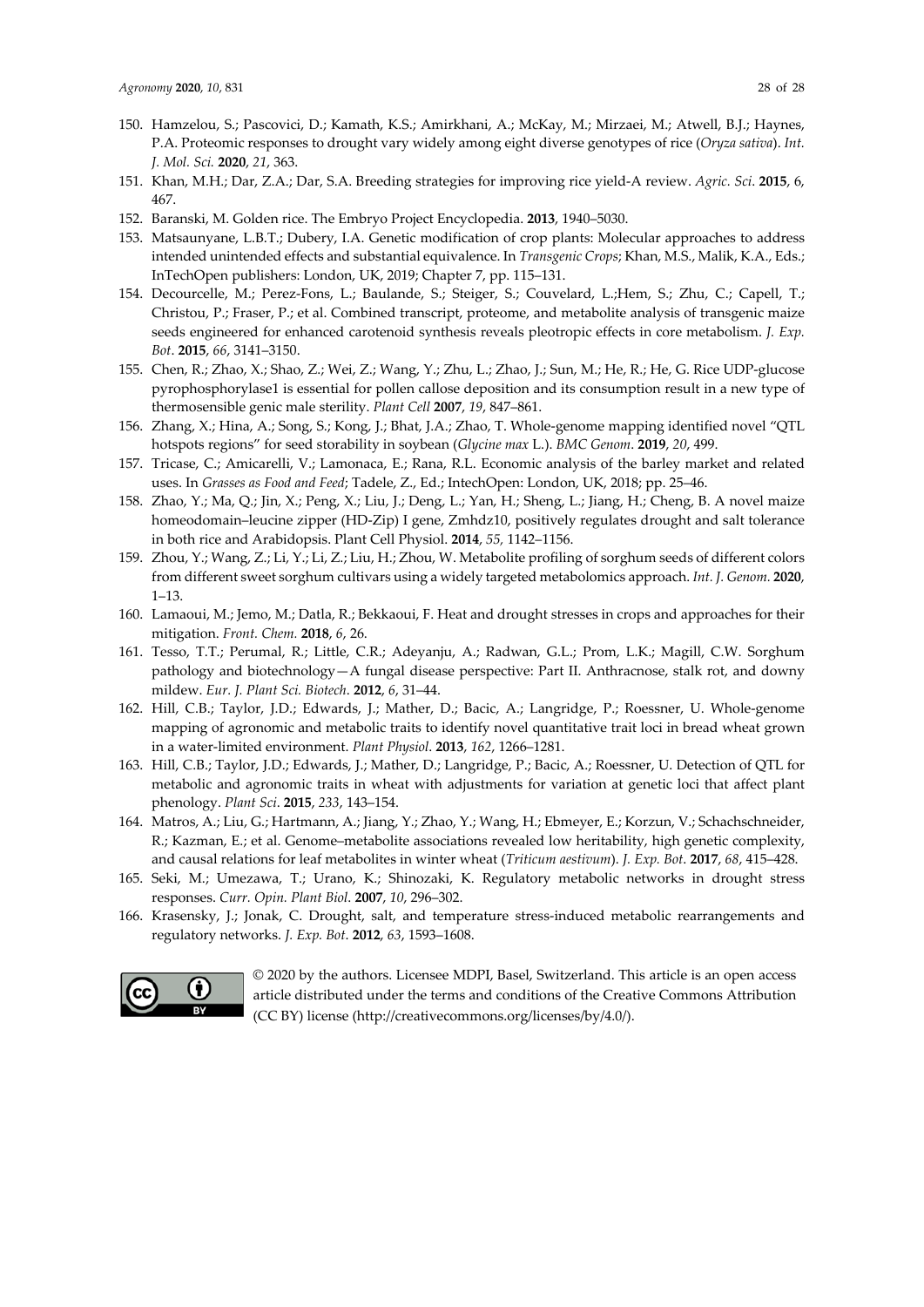150. Hamzelou, S.; Pascovici, D.; Kamath, K.S.; Amirkhani, A.; McKay, M.; Mirzaei, M.; Atwell, B.J.; Haynes, P.A. Proteomic responses to drought vary widely among eight diverse genotypes of rice (*Oryza sativa*). *Int. J. Mol. Sci.* **2020**, *21*, 363.
151. Khan, M.H.; Dar, Z.A.; Dar, S.A. Breeding strategies for improving rice yield-A review. *Agric. Sci*. **2015**, 6, 467.
152. Baranski, M. Golden rice. The Embryo Project Encyclopedia. **2013**, 1940–5030.
153. Matsaunyane, L.B.T.; Dubery, I.A. Genetic modification of crop plants: Molecular approaches to address intended unintended effects and substantial equivalence. In *Transgenic Crops*; Khan, M.S., Malik, K.A., Eds.; InTechOpen publishers: London, UK, 2019; Chapter 7, pp. 115–131.
154. Decourcelle, M.; Perez-Fons, L.; Baulande, S.; Steiger, S.; Couvelard, L.;Hem, S.; Zhu, C.; Capell, T.; Christou, P.; Fraser, P.; et al. Combined transcript, proteome, and metabolite analysis of transgenic maize seeds engineered for enhanced carotenoid synthesis reveals pleotropic effects in core metabolism. *J. Exp. Bot*. **2015**, *66*, 3141–3150.
155. Chen, R.; Zhao, X.; Shao, Z.; Wei, Z.; Wang, Y.; Zhu, L.; Zhao, J.; Sun, M.; He, R.; He, G. Rice UDP-glucose pyrophosphorylase1 is essential for pollen callose deposition and its consumption result in a new type of thermosensible genic male sterility. *Plant Cell* **2007**, *19*, 847–861.
156. Zhang, X.; Hina, A.; Song, S.; Kong, J.; Bhat, J.A.; Zhao, T. Whole-genome mapping identified novel "QTL hotspots regions" for seed storability in soybean (*Glycine max* L.). *BMC Genom*. **2019**, *20*, 499.
157. Tricase, C.; Amicarelli, V.; Lamonaca, E.; Rana, R.L. Economic analysis of the barley market and related uses. In *Grasses as Food and Feed*; Tadele, Z., Ed.; IntechOpen: London, UK, 2018; pp. 25–46.
158. Zhao, Y.; Ma, Q.; Jin, X.; Peng, X.; Liu, J.; Deng, L.; Yan, H.; Sheng, L.; Jiang, H.; Cheng, B. A novel maize homeodomain–leucine zipper (HD-Zip) I gene, Zmhdz10, positively regulates drought and salt tolerance in both rice and Arabidopsis. Plant Cell Physiol. **2014**, *55,* 1142–1156.
159. Zhou, Y.; Wang, Z.; Li, Y.; Li, Z.; Liu, H.; Zhou, W. Metabolite profiling of sorghum seeds of different colors from different sweet sorghum cultivars using a widely targeted metabolomics approach. *Int. J. Genom.* **2020**, 1–13.
160. Lamaoui, M.; Jemo, M.; Datla, R.; Bekkaoui, F. Heat and drought stresses in crops and approaches for their mitigation. *Front. Chem.* **2018**, *6*, 26.
161. Tesso, T.T.; Perumal, R.; Little, C.R.; Adeyanju, A.; Radwan, G.L.; Prom, L.K.; Magill, C.W. Sorghum pathology and biotechnology—A fungal disease perspective: Part II. Anthracnose, stalk rot, and downy mildew. *Eur. J. Plant Sci. Biotech.* **2012**, *6*, 31–44.
162. Hill, C.B.; Taylor, J.D.; Edwards, J.; Mather, D.; Bacic, A.; Langridge, P.; Roessner, U. Whole-genome mapping of agronomic and metabolic traits to identify novel quantitative trait loci in bread wheat grown in a water-limited environment. *Plant Physiol*. **2013**, *162*, 1266–1281.
163. Hill, C.B.; Taylor, J.D.; Edwards, J.; Mather, D.; Langridge, P.; Bacic, A.; Roessner, U. Detection of QTL for metabolic and agronomic traits in wheat with adjustments for variation at genetic loci that affect plant phenology. *Plant Sci*. **2015**, *233*, 143–154.
164. Matros, A.; Liu, G.; Hartmann, A.; Jiang, Y.; Zhao, Y.; Wang, H.; Ebmeyer, E.; Korzun, V.; Schachschneider, R.; Kazman, E.; et al. Genome–metabolite associations revealed low heritability, high genetic complexity, and causal relations for leaf metabolites in winter wheat (*Triticum aestivum*). *J. Exp. Bot*. **2017**, *68*, 415–428.
165. Seki, M.; Umezawa, T.; Urano, K.; Shinozaki, K. Regulatory metabolic networks in drought stress responses. *Curr. Opin. Plant Biol*. **2007**, *10*, 296–302.
166. Krasensky, J.; Jonak, C. Drought, salt, and temperature stress-induced metabolic rearrangements and regulatory networks. *J. Exp. Bot*. **2012**, *63*, 1593–1608.

© 2020 by the authors. Licensee MDPI, Basel, Switzerland. This article is an open access article distributed under the terms and conditions of the Creative Commons Attribution (CC BY) license (http://creativecommons.org/licenses/by/4.0/).